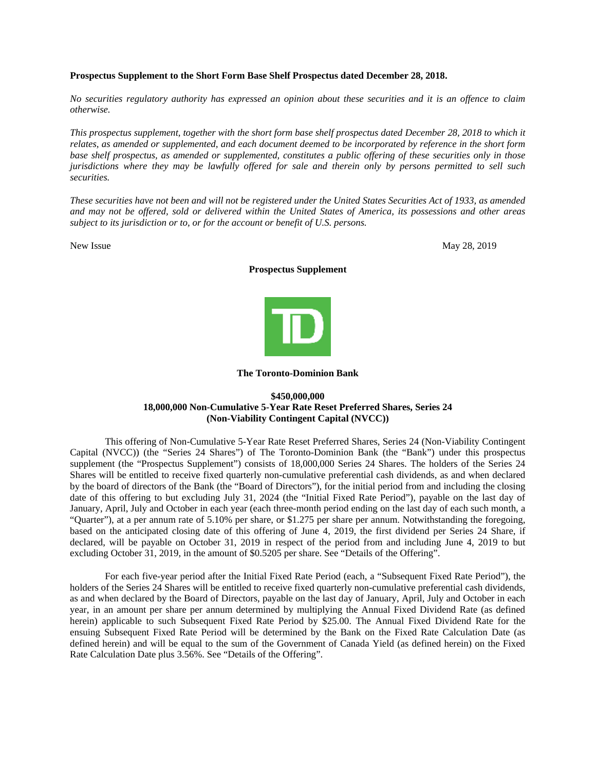**Prospectus Supplement to the Short Form Base Shelf Prospectus dated December 28, 2018.**

*No securities regulatory authority has expressed an opinion about these securities and it is an offence to claim otherwise.*

*This prospectus supplement, together with the short form base shelf prospectus dated December 28, 2018 to which it relates, as amended or supplemented, and each document deemed to be incorporated by reference in the short form base shelf prospectus, as amended or supplemented, constitutes a public offering of these securities only in those jurisdictions where they may be lawfully offered for sale and therein only by persons permitted to sell such securities.*

*These securities have not been and will not be registered under the United States Securities Act of 1933, as amended and may not be offered, sold or delivered within the United States of America, its possessions and other areas subject to its jurisdiction or to, or for the account or benefit of U.S. persons.*

New Issue May 28, 2019

**Prospectus Supplement**

**The Toronto-Dominion Bank**

**$450,000,000**
**18,000,000 Non-Cumulative 5-Year Rate Reset Preferred Shares, Series 24**
**(Non-Viability Contingent Capital (NVCC))**

This offering of Non-Cumulative 5-Year Rate Reset Preferred Shares, Series 24 (Non-Viability Contingent Capital (NVCC)) (the "Series 24 Shares") of The Toronto-Dominion Bank (the "Bank") under this prospectus supplement (the "Prospectus Supplement") consists of 18,000,000 Series 24 Shares. The holders of the Series 24 Shares will be entitled to receive fixed quarterly non-cumulative preferential cash dividends, as and when declared by the board of directors of the Bank (the "Board of Directors"), for the initial period from and including the closing date of this offering to but excluding July 31, 2024 (the "Initial Fixed Rate Period"), payable on the last day of January, April, July and October in each year (each three-month period ending on the last day of each such month, a "Quarter"), at a per annum rate of 5.10% per share, or $1.275 per share per annum. Notwithstanding the foregoing, based on the anticipated closing date of this offering of June 4, 2019, the first dividend per Series 24 Share, if declared, will be payable on October 31, 2019 in respect of the period from and including June 4, 2019 to but excluding October 31, 2019, in the amount of $0.5205 per share. See "Details of the Offering".

For each five-year period after the Initial Fixed Rate Period (each, a "Subsequent Fixed Rate Period"), the holders of the Series 24 Shares will be entitled to receive fixed quarterly non-cumulative preferential cash dividends, as and when declared by the Board of Directors, payable on the last day of January, April, July and October in each year, in an amount per share per annum determined by multiplying the Annual Fixed Dividend Rate (as defined herein) applicable to such Subsequent Fixed Rate Period by $25.00. The Annual Fixed Dividend Rate for the ensuing Subsequent Fixed Rate Period will be determined by the Bank on the Fixed Rate Calculation Date (as defined herein) and will be equal to the sum of the Government of Canada Yield (as defined herein) on the Fixed Rate Calculation Date plus 3.56%. See "Details of the Offering".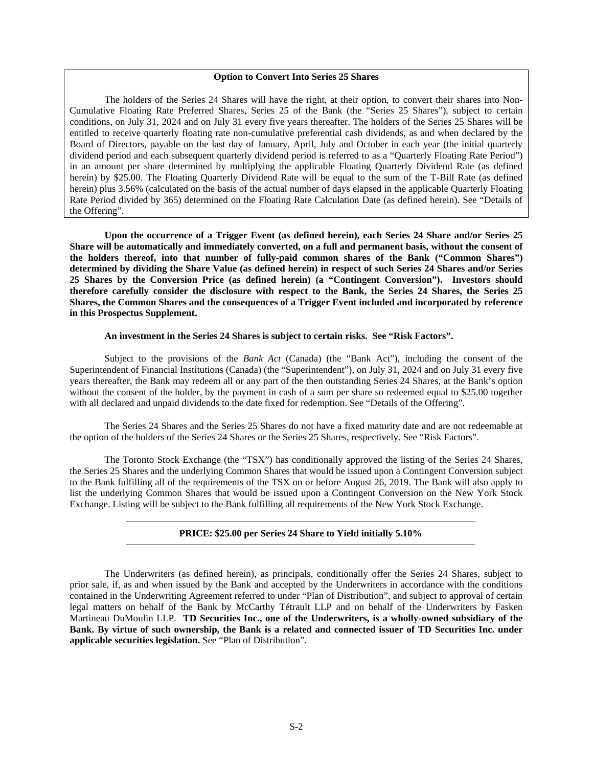**Option to Convert Into Series 25 Shares**

The holders of the Series 24 Shares will have the right, at their option, to convert their shares into Non-Cumulative Floating Rate Preferred Shares, Series 25 of the Bank (the "Series 25 Shares"), subject to certain conditions, on July 31, 2024 and on July 31 every five years thereafter. The holders of the Series 25 Shares will be entitled to receive quarterly floating rate non-cumulative preferential cash dividends, as and when declared by the Board of Directors, payable on the last day of January, April, July and October in each year (the initial quarterly dividend period and each subsequent quarterly dividend period is referred to as a "Quarterly Floating Rate Period") in an amount per share determined by multiplying the applicable Floating Quarterly Dividend Rate (as defined herein) by $25.00. The Floating Quarterly Dividend Rate will be equal to the sum of the T-Bill Rate (as defined herein) plus 3.56% (calculated on the basis of the actual number of days elapsed in the applicable Quarterly Floating Rate Period divided by 365) determined on the Floating Rate Calculation Date (as defined herein). See "Details of the Offering".

**Upon the occurrence of a Trigger Event (as defined herein), each Series 24 Share and/or Series 25 Share will be automatically and immediately converted, on a full and permanent basis, without the consent of the holders thereof, into that number of fully-paid common shares of the Bank ("Common Shares") determined by dividing the Share Value (as defined herein) in respect of such Series 24 Shares and/or Series 25 Shares by the Conversion Price (as defined herein) (a "Contingent Conversion"). Investors should therefore carefully consider the disclosure with respect to the Bank, the Series 24 Shares, the Series 25 Shares, the Common Shares and the consequences of a Trigger Event included and incorporated by reference in this Prospectus Supplement.**

**An investment in the Series 24 Shares is subject to certain risks. See "Risk Factors".**

Subject to the provisions of the *Bank Act* (Canada) (the "Bank Act"), including the consent of the Superintendent of Financial Institutions (Canada) (the "Superintendent"), on July 31, 2024 and on July 31 every five years thereafter, the Bank may redeem all or any part of the then outstanding Series 24 Shares, at the Bank's option without the consent of the holder, by the payment in cash of a sum per share so redeemed equal to $25.00 together with all declared and unpaid dividends to the date fixed for redemption. See "Details of the Offering".

The Series 24 Shares and the Series 25 Shares do not have a fixed maturity date and are not redeemable at the option of the holders of the Series 24 Shares or the Series 25 Shares, respectively. See "Risk Factors".

The Toronto Stock Exchange (the "TSX") has conditionally approved the listing of the Series 24 Shares, the Series 25 Shares and the underlying Common Shares that would be issued upon a Contingent Conversion subject to the Bank fulfilling all of the requirements of the TSX on or before August 26, 2019. The Bank will also apply to list the underlying Common Shares that would be issued upon a Contingent Conversion on the New York Stock Exchange. Listing will be subject to the Bank fulfilling all requirements of the New York Stock Exchange.

---

**PRICE: $25.00 per Series 24 Share to Yield initially 5.10%**

---

The Underwriters (as defined herein), as principals, conditionally offer the Series 24 Shares, subject to prior sale, if, as and when issued by the Bank and accepted by the Underwriters in accordance with the conditions contained in the Underwriting Agreement referred to under "Plan of Distribution", and subject to approval of certain legal matters on behalf of the Bank by McCarthy Tétrault LLP and on behalf of the Underwriters by Fasken Martineau DuMoulin LLP. **TD Securities Inc., one of the Underwriters, is a wholly-owned subsidiary of the Bank. By virtue of such ownership, the Bank is a related and connected issuer of TD Securities Inc. under applicable securities legislation.** See "Plan of Distribution".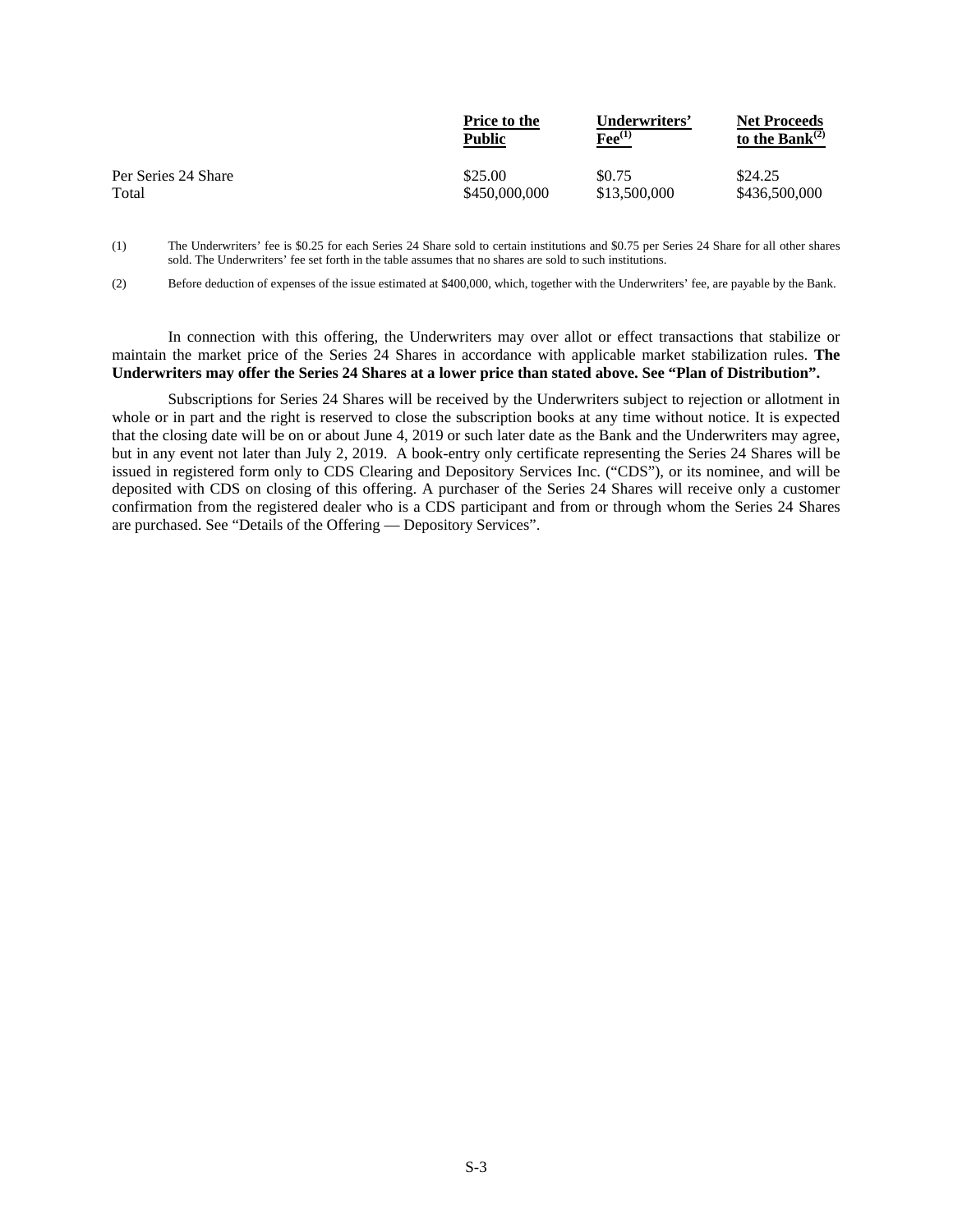| | Price to the Public | Underwriters' Fee[(1)] | Net Proceeds to the Bank[(2)] |
|---|---|---|---|
| Per Series 24 Share | $25.00 | $0.75 | $24.25 |
| Total | $450,000,000 | $13,500,000 | $436,500,000 |

(1) The Underwriters' fee is $0.25 for each Series 24 Share sold to certain institutions and $0.75 per Series 24 Share for all other shares sold. The Underwriters' fee set forth in the table assumes that no shares are sold to such institutions.

(2) Before deduction of expenses of the issue estimated at $400,000, which, together with the Underwriters' fee, are payable by the Bank.

In connection with this offering, the Underwriters may over allot or effect transactions that stabilize or maintain the market price of the Series 24 Shares in accordance with applicable market stabilization rules. **The Underwriters may offer the Series 24 Shares at a lower price than stated above. See "Plan of Distribution".**

Subscriptions for Series 24 Shares will be received by the Underwriters subject to rejection or allotment in whole or in part and the right is reserved to close the subscription books at any time without notice. It is expected that the closing date will be on or about June 4, 2019 or such later date as the Bank and the Underwriters may agree, but in any event not later than July 2, 2019. A book-entry only certificate representing the Series 24 Shares will be issued in registered form only to CDS Clearing and Depository Services Inc. ("CDS"), or its nominee, and will be deposited with CDS on closing of this offering. A purchaser of the Series 24 Shares will receive only a customer confirmation from the registered dealer who is a CDS participant and from or through whom the Series 24 Shares are purchased. See "Details of the Offering — Depository Services".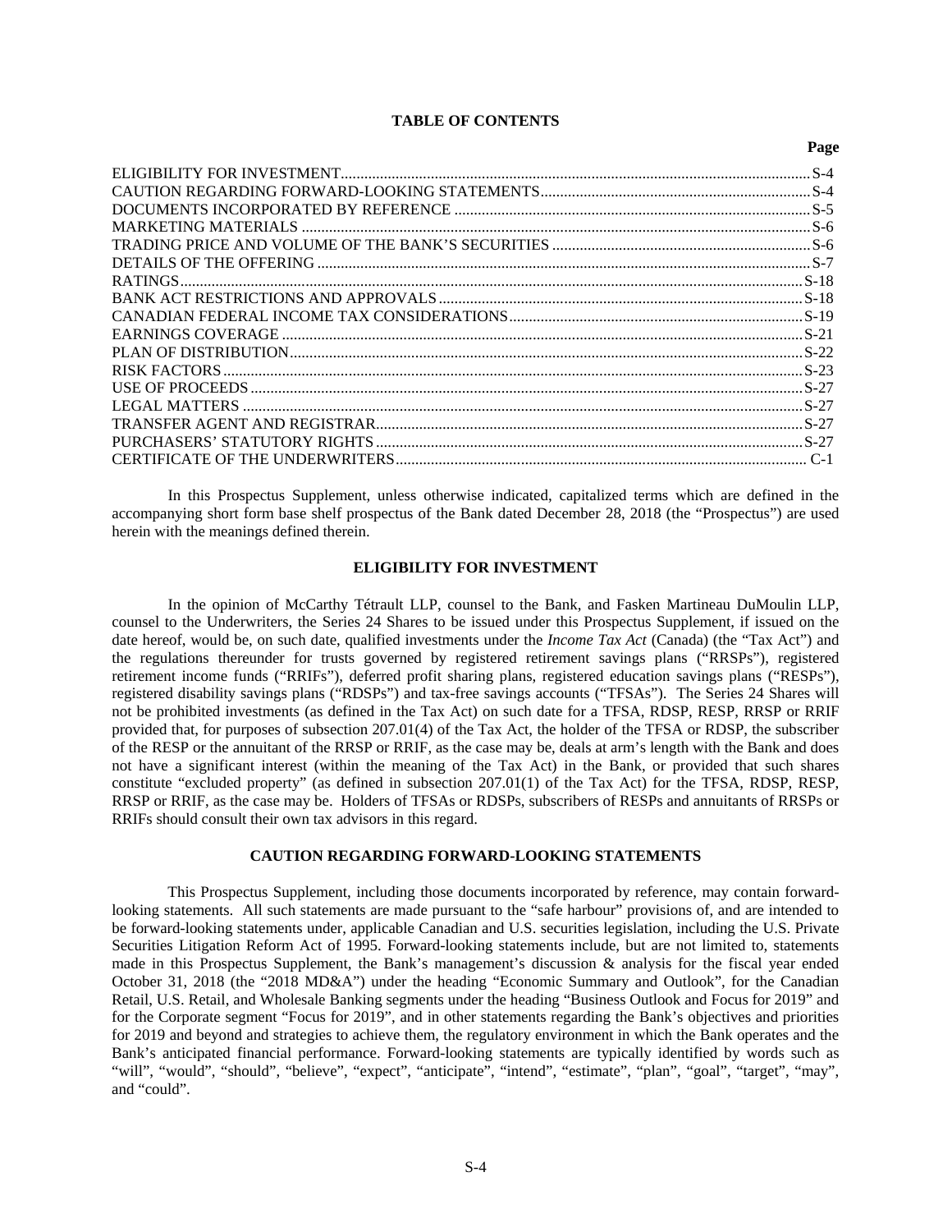**TABLE OF CONTENTS**

| | Page |
|---|---|
| ELIGIBILITY FOR INVESTMENT | S-4 |
| CAUTION REGARDING FORWARD-LOOKING STATEMENTS | S-4 |
| DOCUMENTS INCORPORATED BY REFERENCE | S-5 |
| MARKETING MATERIALS | S-6 |
| TRADING PRICE AND VOLUME OF THE BANK'S SECURITIES | S-6 |
| DETAILS OF THE OFFERING | S-7 |
| RATINGS | S-18 |
| BANK ACT RESTRICTIONS AND APPROVALS | S-18 |
| CANADIAN FEDERAL INCOME TAX CONSIDERATIONS | S-19 |
| EARNINGS COVERAGE | S-21 |
| PLAN OF DISTRIBUTION | S-22 |
| RISK FACTORS | S-23 |
| USE OF PROCEEDS | S-27 |
| LEGAL MATTERS | S-27 |
| TRANSFER AGENT AND REGISTRAR | S-27 |
| PURCHASERS' STATUTORY RIGHTS | S-27 |
| CERTIFICATE OF THE UNDERWRITERS | C-1 |

In this Prospectus Supplement, unless otherwise indicated, capitalized terms which are defined in the accompanying short form base shelf prospectus of the Bank dated December 28, 2018 (the "Prospectus") are used herein with the meanings defined therein.

## ELIGIBILITY FOR INVESTMENT

In the opinion of McCarthy Tétrault LLP, counsel to the Bank, and Fasken Martineau DuMoulin LLP, counsel to the Underwriters, the Series 24 Shares to be issued under this Prospectus Supplement, if issued on the date hereof, would be, on such date, qualified investments under the *Income Tax Act* (Canada) (the "Tax Act") and the regulations thereunder for trusts governed by registered retirement savings plans ("RRSPs"), registered retirement income funds ("RRIFs"), deferred profit sharing plans, registered education savings plans ("RESPs"), registered disability savings plans ("RDSPs") and tax-free savings accounts ("TFSAs"). The Series 24 Shares will not be prohibited investments (as defined in the Tax Act) on such date for a TFSA, RDSP, RESP, RRSP or RRIF provided that, for purposes of subsection 207.01(4) of the Tax Act, the holder of the TFSA or RDSP, the subscriber of the RESP or the annuitant of the RRSP or RRIF, as the case may be, deals at arm's length with the Bank and does not have a significant interest (within the meaning of the Tax Act) in the Bank, or provided that such shares constitute "excluded property" (as defined in subsection 207.01(1) of the Tax Act) for the TFSA, RDSP, RESP, RRSP or RRIF, as the case may be. Holders of TFSAs or RDSPs, subscribers of RESPs and annuitants of RRSPs or RRIFs should consult their own tax advisors in this regard.

## CAUTION REGARDING FORWARD-LOOKING STATEMENTS

This Prospectus Supplement, including those documents incorporated by reference, may contain forward-looking statements. All such statements are made pursuant to the "safe harbour" provisions of, and are intended to be forward-looking statements under, applicable Canadian and U.S. securities legislation, including the U.S. Private Securities Litigation Reform Act of 1995. Forward-looking statements include, but are not limited to, statements made in this Prospectus Supplement, the Bank's management's discussion & analysis for the fiscal year ended October 31, 2018 (the "2018 MD&A") under the heading "Economic Summary and Outlook", for the Canadian Retail, U.S. Retail, and Wholesale Banking segments under the heading "Business Outlook and Focus for 2019" and for the Corporate segment "Focus for 2019", and in other statements regarding the Bank's objectives and priorities for 2019 and beyond and strategies to achieve them, the regulatory environment in which the Bank operates and the Bank's anticipated financial performance. Forward-looking statements are typically identified by words such as "will", "would", "should", "believe", "expect", "anticipate", "intend", "estimate", "plan", "goal", "target", "may", and "could".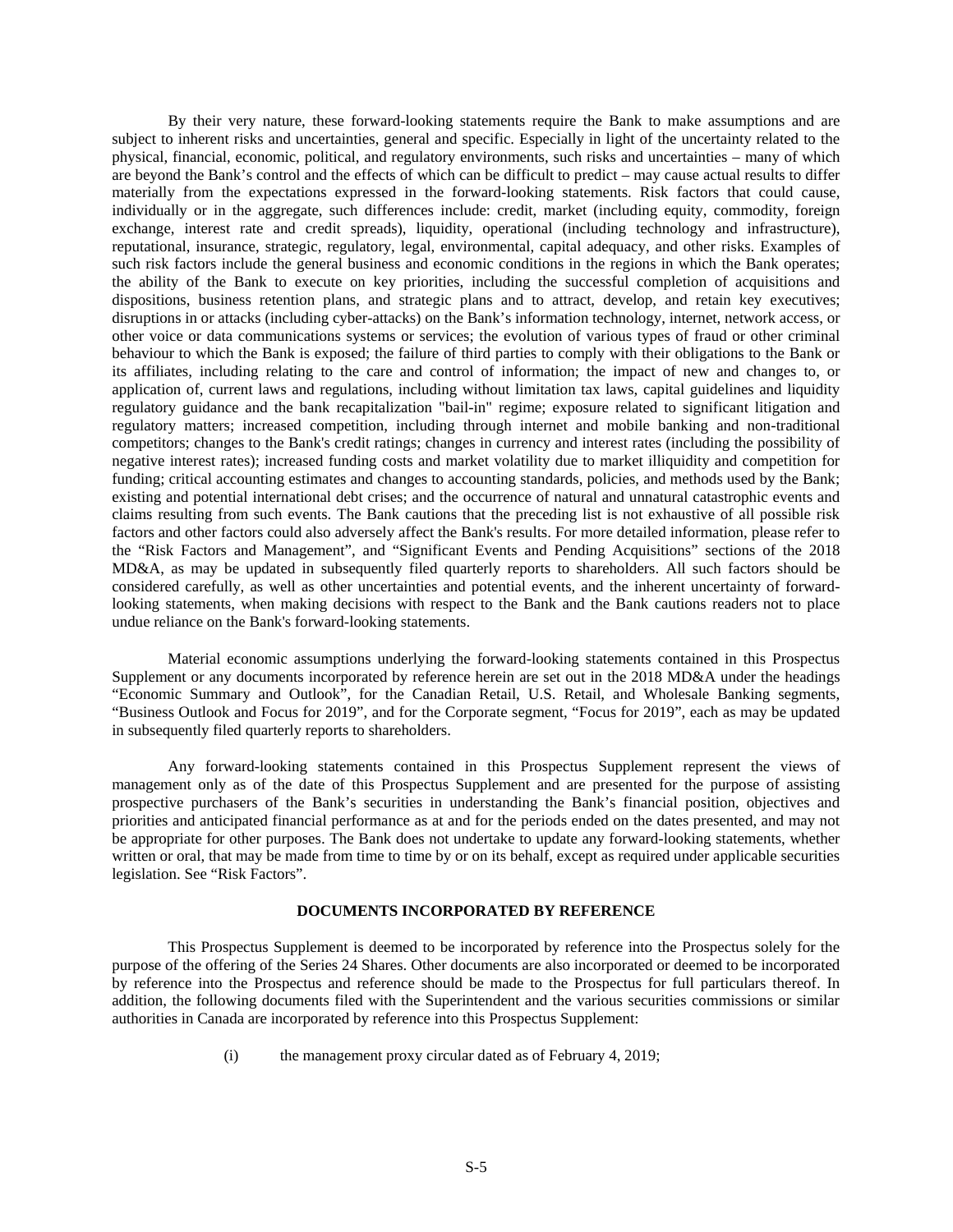By their very nature, these forward-looking statements require the Bank to make assumptions and are subject to inherent risks and uncertainties, general and specific. Especially in light of the uncertainty related to the physical, financial, economic, political, and regulatory environments, such risks and uncertainties – many of which are beyond the Bank's control and the effects of which can be difficult to predict – may cause actual results to differ materially from the expectations expressed in the forward-looking statements. Risk factors that could cause, individually or in the aggregate, such differences include: credit, market (including equity, commodity, foreign exchange, interest rate and credit spreads), liquidity, operational (including technology and infrastructure), reputational, insurance, strategic, regulatory, legal, environmental, capital adequacy, and other risks. Examples of such risk factors include the general business and economic conditions in the regions in which the Bank operates; the ability of the Bank to execute on key priorities, including the successful completion of acquisitions and dispositions, business retention plans, and strategic plans and to attract, develop, and retain key executives; disruptions in or attacks (including cyber-attacks) on the Bank's information technology, internet, network access, or other voice or data communications systems or services; the evolution of various types of fraud or other criminal behaviour to which the Bank is exposed; the failure of third parties to comply with their obligations to the Bank or its affiliates, including relating to the care and control of information; the impact of new and changes to, or application of, current laws and regulations, including without limitation tax laws, capital guidelines and liquidity regulatory guidance and the bank recapitalization "bail-in" regime; exposure related to significant litigation and regulatory matters; increased competition, including through internet and mobile banking and non-traditional competitors; changes to the Bank's credit ratings; changes in currency and interest rates (including the possibility of negative interest rates); increased funding costs and market volatility due to market illiquidity and competition for funding; critical accounting estimates and changes to accounting standards, policies, and methods used by the Bank; existing and potential international debt crises; and the occurrence of natural and unnatural catastrophic events and claims resulting from such events. The Bank cautions that the preceding list is not exhaustive of all possible risk factors and other factors could also adversely affect the Bank's results. For more detailed information, please refer to the "Risk Factors and Management", and "Significant Events and Pending Acquisitions" sections of the 2018 MD&A, as may be updated in subsequently filed quarterly reports to shareholders. All such factors should be considered carefully, as well as other uncertainties and potential events, and the inherent uncertainty of forward-looking statements, when making decisions with respect to the Bank and the Bank cautions readers not to place undue reliance on the Bank's forward-looking statements.

Material economic assumptions underlying the forward-looking statements contained in this Prospectus Supplement or any documents incorporated by reference herein are set out in the 2018 MD&A under the headings "Economic Summary and Outlook", for the Canadian Retail, U.S. Retail, and Wholesale Banking segments, "Business Outlook and Focus for 2019", and for the Corporate segment, "Focus for 2019", each as may be updated in subsequently filed quarterly reports to shareholders.

Any forward-looking statements contained in this Prospectus Supplement represent the views of management only as of the date of this Prospectus Supplement and are presented for the purpose of assisting prospective purchasers of the Bank's securities in understanding the Bank's financial position, objectives and priorities and anticipated financial performance as at and for the periods ended on the dates presented, and may not be appropriate for other purposes. The Bank does not undertake to update any forward-looking statements, whether written or oral, that may be made from time to time by or on its behalf, except as required under applicable securities legislation. See "Risk Factors".

## DOCUMENTS INCORPORATED BY REFERENCE

This Prospectus Supplement is deemed to be incorporated by reference into the Prospectus solely for the purpose of the offering of the Series 24 Shares. Other documents are also incorporated or deemed to be incorporated by reference into the Prospectus and reference should be made to the Prospectus for full particulars thereof. In addition, the following documents filed with the Superintendent and the various securities commissions or similar authorities in Canada are incorporated by reference into this Prospectus Supplement:

(i) the management proxy circular dated as of February 4, 2019;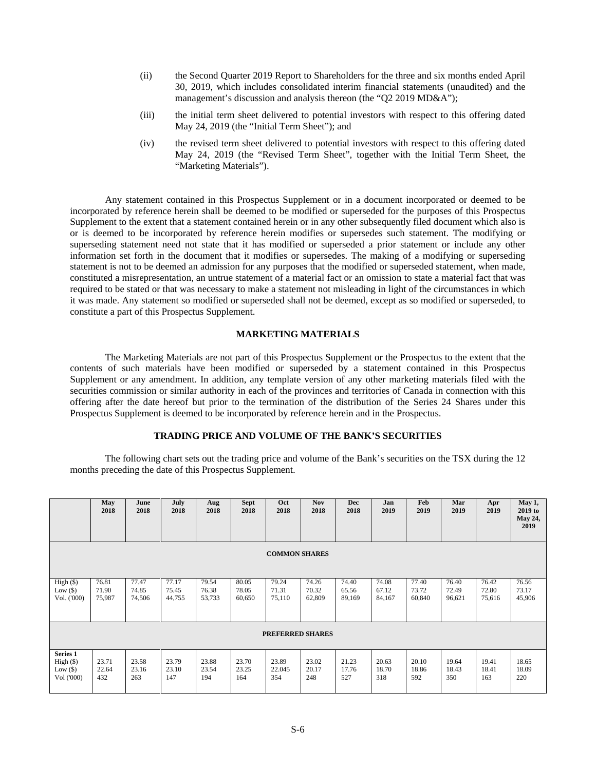(ii) the Second Quarter 2019 Report to Shareholders for the three and six months ended April 30, 2019, which includes consolidated interim financial statements (unaudited) and the management's discussion and analysis thereon (the "Q2 2019 MD&A");

(iii) the initial term sheet delivered to potential investors with respect to this offering dated May 24, 2019 (the "Initial Term Sheet"); and

(iv) the revised term sheet delivered to potential investors with respect to this offering dated May 24, 2019 (the "Revised Term Sheet", together with the Initial Term Sheet, the "Marketing Materials").

Any statement contained in this Prospectus Supplement or in a document incorporated or deemed to be incorporated by reference herein shall be deemed to be modified or superseded for the purposes of this Prospectus Supplement to the extent that a statement contained herein or in any other subsequently filed document which also is or is deemed to be incorporated by reference herein modifies or supersedes such statement. The modifying or superseding statement need not state that it has modified or superseded a prior statement or include any other information set forth in the document that it modifies or supersedes. The making of a modifying or superseding statement is not to be deemed an admission for any purposes that the modified or superseded statement, when made, constituted a misrepresentation, an untrue statement of a material fact or an omission to state a material fact that was required to be stated or that was necessary to make a statement not misleading in light of the circumstances in which it was made. Any statement so modified or superseded shall not be deemed, except as so modified or superseded, to constitute a part of this Prospectus Supplement.

## MARKETING MATERIALS

The Marketing Materials are not part of this Prospectus Supplement or the Prospectus to the extent that the contents of such materials have been modified or superseded by a statement contained in this Prospectus Supplement or any amendment. In addition, any template version of any other marketing materials filed with the securities commission or similar authority in each of the provinces and territories of Canada in connection with this offering after the date hereof but prior to the termination of the distribution of the Series 24 Shares under this Prospectus Supplement is deemed to be incorporated by reference herein and in the Prospectus.

## TRADING PRICE AND VOLUME OF THE BANK'S SECURITIES

The following chart sets out the trading price and volume of the Bank's securities on the TSX during the 12 months preceding the date of this Prospectus Supplement.

| | May 2018 | June 2018 | July 2018 | Aug 2018 | Sept 2018 | Oct 2018 | Nov 2018 | Dec 2018 | Jan 2019 | Feb 2019 | Mar 2019 | Apr 2019 | May 1, 2019 to May 24, 2019 |
|---|---|---|---|---|---|---|---|---|---|---|---|---|---|
| **COMMON SHARES** | | | | | | | | | | | | | |
| High ($)<br>Low ($)<br>Vol. ('000) | 76.81<br>71.90<br>75,987 | 77.47<br>74.85<br>74,506 | 77.17<br>75.45<br>44,755 | 79.54<br>76.38<br>53,733 | 80.05<br>78.05<br>60,650 | 79.24<br>71.31<br>75,110 | 74.26<br>70.32<br>62,809 | 74.40<br>65.56<br>89,169 | 74.08<br>67.12<br>84,167 | 77.40<br>73.72<br>60,840 | 76.40<br>72.49<br>96,621 | 76.42<br>72.80<br>75,616 | 76.56<br>73.17<br>45,906 |
| **PREFERRED SHARES** | | | | | | | | | | | | | |
| **Series 1**<br>High ($)<br>Low ($)<br>Vol ('000) | 23.71<br>22.64<br>432 | 23.58<br>23.16<br>263 | 23.79<br>23.10<br>147 | 23.88<br>23.54<br>194 | 23.70<br>23.25<br>164 | 23.89<br>22.045<br>354 | 23.02<br>20.17<br>248 | 21.23<br>17.76<br>527 | 20.63<br>18.70<br>318 | 20.10<br>18.86<br>592 | 19.64<br>18.43<br>350 | 19.41<br>18.41<br>163 | 18.65<br>18.09<br>220 |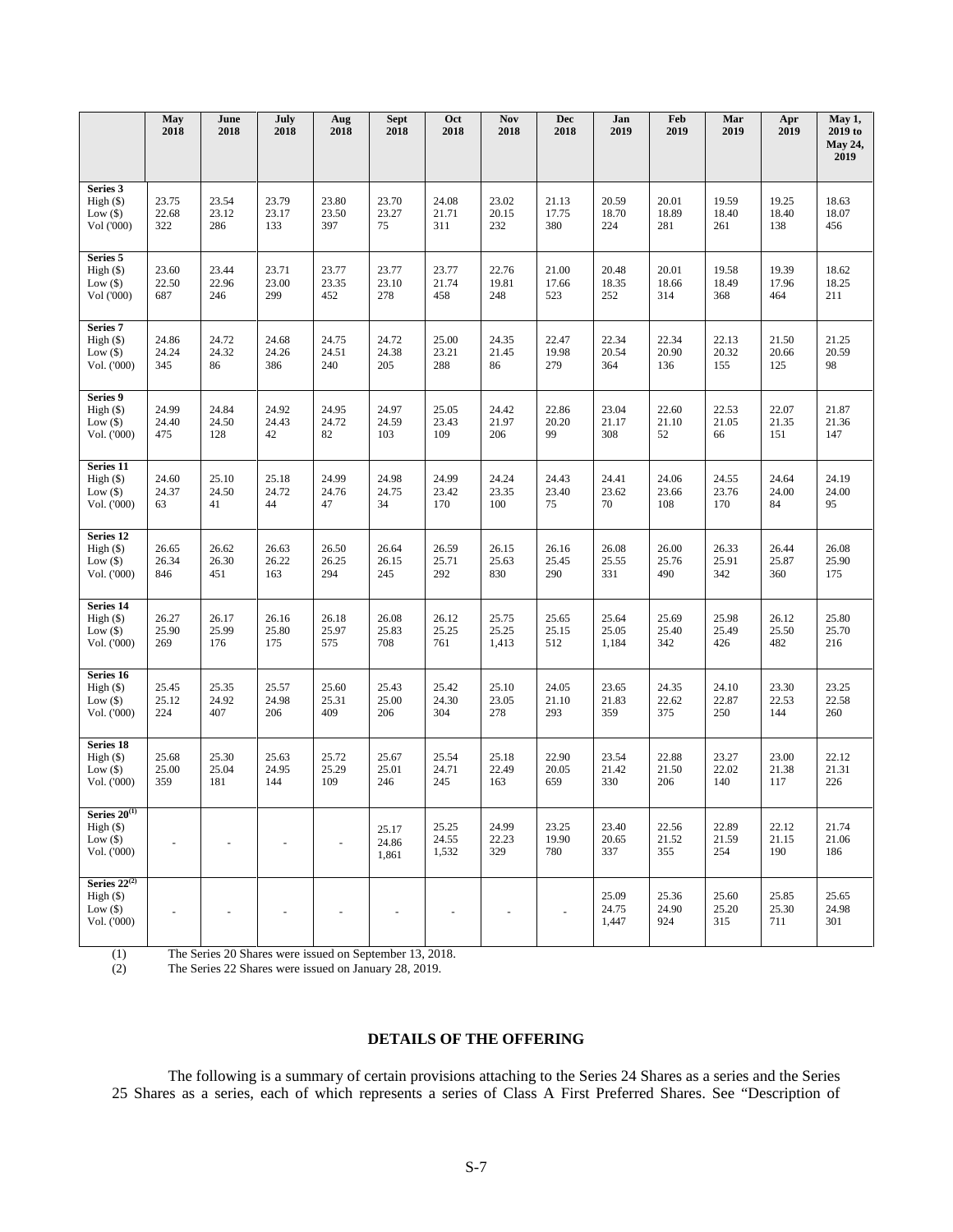| | May 2018 | June 2018 | July 2018 | Aug 2018 | Sept 2018 | Oct 2018 | Nov 2018 | Dec 2018 | Jan 2019 | Feb 2019 | Mar 2019 | Apr 2019 | May 1, 2019 to May 24, 2019 |
|---|---|---|---|---|---|---|---|---|---|---|---|---|---|
| **Series 3** | | | | | | | | | | | | | |
| High ($) | 23.75 | 23.54 | 23.79 | 23.80 | 23.70 | 24.08 | 23.02 | 21.13 | 20.59 | 20.01 | 19.59 | 19.25 | 18.63 |
| Low ($) | 22.68 | 23.12 | 23.17 | 23.50 | 23.27 | 21.71 | 20.15 | 17.75 | 18.70 | 18.89 | 18.40 | 18.40 | 18.07 |
| Vol ('000) | 322 | 286 | 133 | 397 | 75 | 311 | 232 | 380 | 224 | 281 | 261 | 138 | 456 |
| **Series 5** | | | | | | | | | | | | | |
| High ($) | 23.60 | 23.44 | 23.71 | 23.77 | 23.77 | 23.77 | 22.76 | 21.00 | 20.48 | 20.01 | 19.58 | 19.39 | 18.62 |
| Low ($) | 22.50 | 22.96 | 23.00 | 23.35 | 23.10 | 21.74 | 19.81 | 17.66 | 18.35 | 18.66 | 18.49 | 17.96 | 18.25 |
| Vol ('000) | 687 | 246 | 299 | 452 | 278 | 458 | 248 | 523 | 252 | 314 | 368 | 464 | 211 |
| **Series 7** | | | | | | | | | | | | | |
| High ($) | 24.86 | 24.72 | 24.68 | 24.75 | 24.72 | 25.00 | 24.35 | 22.47 | 22.34 | 22.34 | 22.13 | 21.50 | 21.25 |
| Low ($) | 24.24 | 24.32 | 24.26 | 24.51 | 24.38 | 23.21 | 21.45 | 19.98 | 20.54 | 20.90 | 20.32 | 20.66 | 20.59 |
| Vol. ('000) | 345 | 86 | 386 | 240 | 205 | 288 | 86 | 279 | 364 | 136 | 155 | 125 | 98 |
| **Series 9** | | | | | | | | | | | | | |
| High ($) | 24.99 | 24.84 | 24.92 | 24.95 | 24.97 | 25.05 | 24.42 | 22.86 | 23.04 | 22.60 | 22.53 | 22.07 | 21.87 |
| Low ($) | 24.40 | 24.50 | 24.43 | 24.72 | 24.59 | 23.43 | 21.97 | 20.20 | 21.17 | 21.10 | 21.05 | 21.35 | 21.36 |
| Vol. ('000) | 475 | 128 | 42 | 82 | 103 | 109 | 206 | 99 | 308 | 52 | 66 | 151 | 147 |
| **Series 11** | | | | | | | | | | | | | |
| High ($) | 24.60 | 25.10 | 25.18 | 24.99 | 24.98 | 24.99 | 24.24 | 24.43 | 24.41 | 24.06 | 24.55 | 24.64 | 24.19 |
| Low ($) | 24.37 | 24.50 | 24.72 | 24.76 | 24.75 | 23.42 | 23.35 | 23.40 | 23.62 | 23.66 | 23.76 | 24.00 | 24.00 |
| Vol. ('000) | 63 | 41 | 44 | 47 | 34 | 170 | 100 | 75 | 70 | 108 | 170 | 84 | 95 |
| **Series 12** | | | | | | | | | | | | | |
| High ($) | 26.65 | 26.62 | 26.63 | 26.50 | 26.64 | 26.59 | 26.15 | 26.16 | 26.08 | 26.00 | 26.33 | 26.44 | 26.08 |
| Low ($) | 26.34 | 26.30 | 26.22 | 26.25 | 26.15 | 25.71 | 25.63 | 25.45 | 25.55 | 25.76 | 25.91 | 25.87 | 25.90 |
| Vol. ('000) | 846 | 451 | 163 | 294 | 245 | 292 | 830 | 290 | 331 | 490 | 342 | 360 | 175 |
| **Series 14** | | | | | | | | | | | | | |
| High ($) | 26.27 | 26.17 | 26.16 | 26.18 | 26.08 | 26.12 | 25.75 | 25.65 | 25.64 | 25.69 | 25.98 | 26.12 | 25.80 |
| Low ($) | 25.90 | 25.99 | 25.80 | 25.97 | 25.83 | 25.25 | 25.25 | 25.15 | 25.05 | 25.40 | 25.49 | 25.50 | 25.70 |
| Vol. ('000) | 269 | 176 | 175 | 575 | 708 | 761 | 1,413 | 512 | 1,184 | 342 | 426 | 482 | 216 |
| **Series 16** | | | | | | | | | | | | | |
| High ($) | 25.45 | 25.35 | 25.57 | 25.60 | 25.43 | 25.42 | 25.10 | 24.05 | 23.65 | 24.35 | 24.10 | 23.30 | 23.25 |
| Low ($) | 25.12 | 24.92 | 24.98 | 25.31 | 25.00 | 24.30 | 23.05 | 21.10 | 21.83 | 22.62 | 22.87 | 22.53 | 22.58 |
| Vol. ('000) | 224 | 407 | 206 | 409 | 206 | 304 | 278 | 293 | 359 | 375 | 250 | 144 | 260 |
| **Series 18** | | | | | | | | | | | | | |
| High ($) | 25.68 | 25.30 | 25.63 | 25.72 | 25.67 | 25.54 | 25.18 | 22.90 | 23.54 | 22.88 | 23.27 | 23.00 | 22.12 |
| Low ($) | 25.00 | 25.04 | 24.95 | 25.29 | 25.01 | 24.71 | 22.49 | 20.05 | 21.42 | 21.50 | 22.02 | 21.38 | 21.31 |
| Vol. ('000) | 359 | 181 | 144 | 109 | 246 | 245 | 163 | 659 | 330 | 206 | 140 | 117 | 226 |
| **Series 20[(1)]** | | | | | | | | | | | | | |
| High ($) | - | - | - | - | 25.17 | 25.25 | 24.99 | 23.25 | 23.40 | 22.56 | 22.89 | 22.12 | 21.74 |
| Low ($) | | | | | 24.86 | 24.55 | 22.23 | 19.90 | 20.65 | 21.52 | 21.59 | 21.15 | 21.06 |
| Vol. ('000) | | | | | 1,861 | 1,532 | 329 | 780 | 337 | 355 | 254 | 190 | 186 |
| **Series 22[(2)]** | | | | | | | | | | | | | |
| High ($) | - | - | - | - | - | - | - | - | 25.09 | 25.36 | 25.60 | 25.85 | 25.65 |
| Low ($) | | | | | | | | | 24.75 | 24.90 | 25.20 | 25.30 | 24.98 |
| Vol. ('000) | | | | | | | | | 1,447 | 924 | 315 | 711 | 301 |

(1) The Series 20 Shares were issued on September 13, 2018.

(2) The Series 22 Shares were issued on January 28, 2019.

## DETAILS OF THE OFFERING

The following is a summary of certain provisions attaching to the Series 24 Shares as a series and the Series 25 Shares as a series, each of which represents a series of Class A First Preferred Shares. See "Description of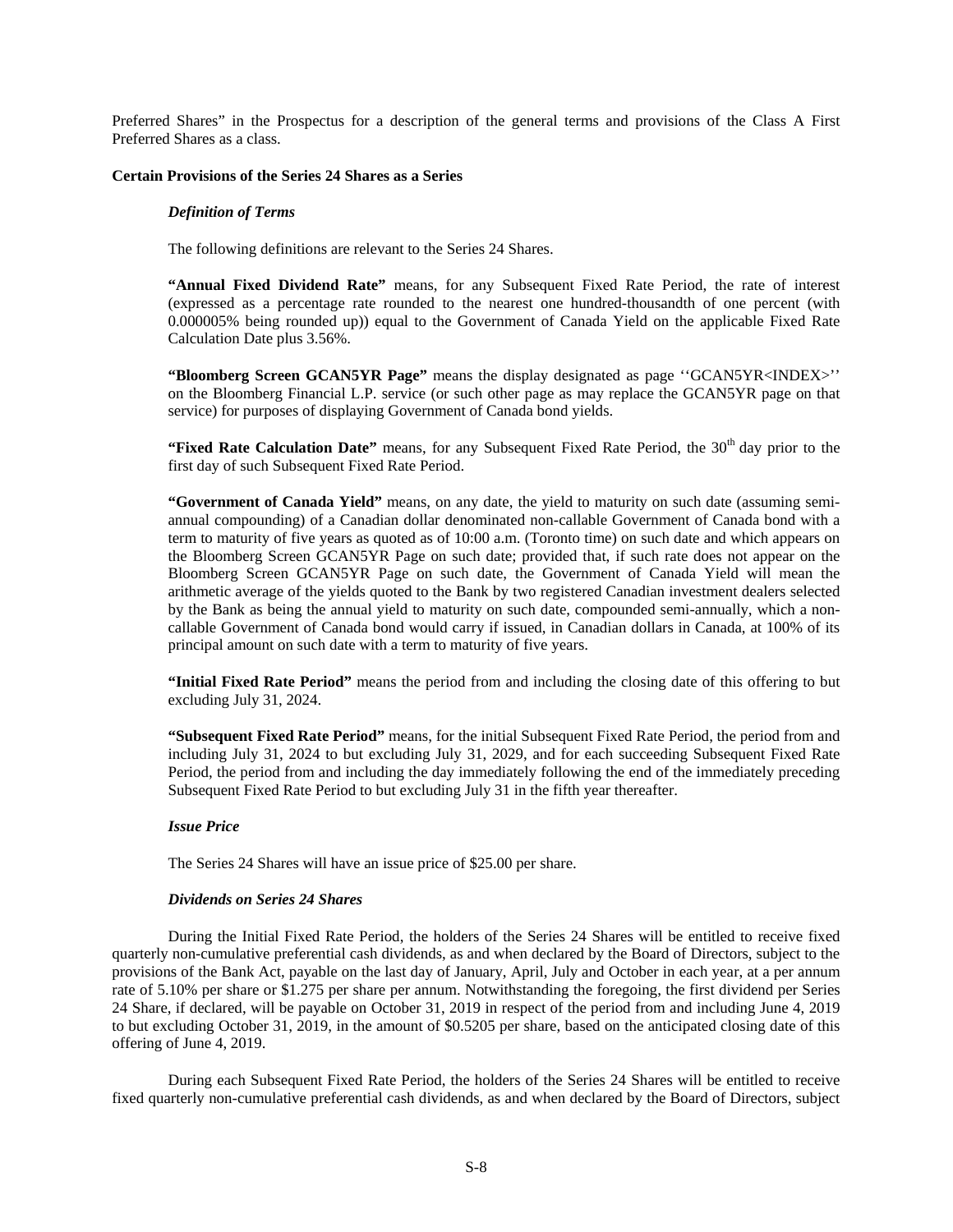Preferred Shares" in the Prospectus for a description of the general terms and provisions of the Class A First Preferred Shares as a class.

**Certain Provisions of the Series 24 Shares as a Series**

***Definition of Terms***

The following definitions are relevant to the Series 24 Shares.

**"Annual Fixed Dividend Rate"** means, for any Subsequent Fixed Rate Period, the rate of interest (expressed as a percentage rate rounded to the nearest one hundred-thousandth of one percent (with 0.000005% being rounded up)) equal to the Government of Canada Yield on the applicable Fixed Rate Calculation Date plus 3.56%.

**"Bloomberg Screen GCAN5YR Page"** means the display designated as page ''GCAN5YR<INDEX>'' on the Bloomberg Financial L.P. service (or such other page as may replace the GCAN5YR page on that service) for purposes of displaying Government of Canada bond yields.

**"Fixed Rate Calculation Date"** means, for any Subsequent Fixed Rate Period, the 30th day prior to the first day of such Subsequent Fixed Rate Period.

**"Government of Canada Yield"** means, on any date, the yield to maturity on such date (assuming semi-annual compounding) of a Canadian dollar denominated non-callable Government of Canada bond with a term to maturity of five years as quoted as of 10:00 a.m. (Toronto time) on such date and which appears on the Bloomberg Screen GCAN5YR Page on such date; provided that, if such rate does not appear on the Bloomberg Screen GCAN5YR Page on such date, the Government of Canada Yield will mean the arithmetic average of the yields quoted to the Bank by two registered Canadian investment dealers selected by the Bank as being the annual yield to maturity on such date, compounded semi-annually, which a non-callable Government of Canada bond would carry if issued, in Canadian dollars in Canada, at 100% of its principal amount on such date with a term to maturity of five years.

**"Initial Fixed Rate Period"** means the period from and including the closing date of this offering to but excluding July 31, 2024.

**"Subsequent Fixed Rate Period"** means, for the initial Subsequent Fixed Rate Period, the period from and including July 31, 2024 to but excluding July 31, 2029, and for each succeeding Subsequent Fixed Rate Period, the period from and including the day immediately following the end of the immediately preceding Subsequent Fixed Rate Period to but excluding July 31 in the fifth year thereafter.

***Issue Price***

The Series 24 Shares will have an issue price of $25.00 per share.

***Dividends on Series 24 Shares***

During the Initial Fixed Rate Period, the holders of the Series 24 Shares will be entitled to receive fixed quarterly non-cumulative preferential cash dividends, as and when declared by the Board of Directors, subject to the provisions of the Bank Act, payable on the last day of January, April, July and October in each year, at a per annum rate of 5.10% per share or $1.275 per share per annum. Notwithstanding the foregoing, the first dividend per Series 24 Share, if declared, will be payable on October 31, 2019 in respect of the period from and including June 4, 2019 to but excluding October 31, 2019, in the amount of $0.5205 per share, based on the anticipated closing date of this offering of June 4, 2019.

During each Subsequent Fixed Rate Period, the holders of the Series 24 Shares will be entitled to receive fixed quarterly non-cumulative preferential cash dividends, as and when declared by the Board of Directors, subject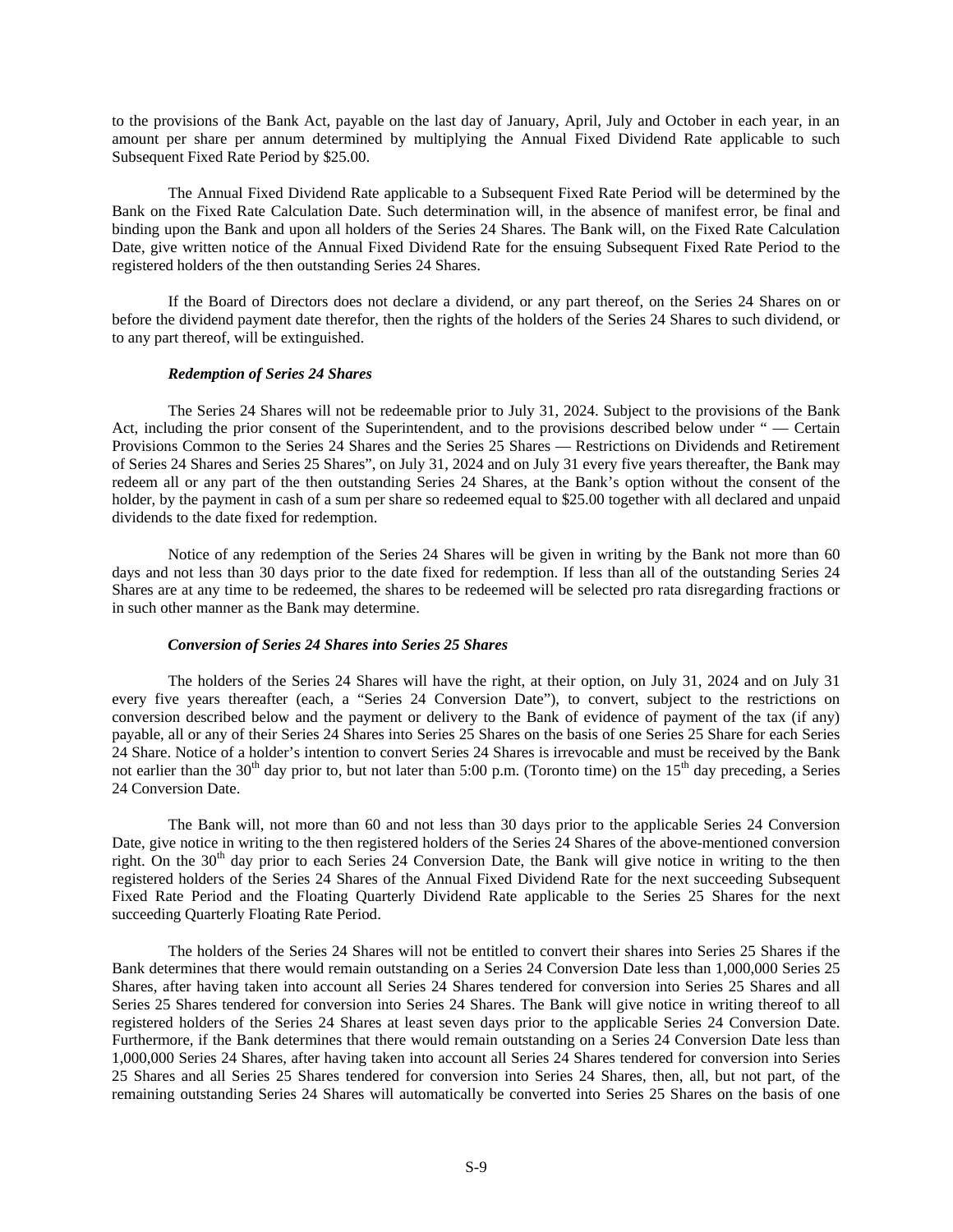to the provisions of the Bank Act, payable on the last day of January, April, July and October in each year, in an amount per share per annum determined by multiplying the Annual Fixed Dividend Rate applicable to such Subsequent Fixed Rate Period by $25.00.

The Annual Fixed Dividend Rate applicable to a Subsequent Fixed Rate Period will be determined by the Bank on the Fixed Rate Calculation Date. Such determination will, in the absence of manifest error, be final and binding upon the Bank and upon all holders of the Series 24 Shares. The Bank will, on the Fixed Rate Calculation Date, give written notice of the Annual Fixed Dividend Rate for the ensuing Subsequent Fixed Rate Period to the registered holders of the then outstanding Series 24 Shares.

If the Board of Directors does not declare a dividend, or any part thereof, on the Series 24 Shares on or before the dividend payment date therefor, then the rights of the holders of the Series 24 Shares to such dividend, or to any part thereof, will be extinguished.

***Redemption of Series 24 Shares***

The Series 24 Shares will not be redeemable prior to July 31, 2024. Subject to the provisions of the Bank Act, including the prior consent of the Superintendent, and to the provisions described below under " — Certain Provisions Common to the Series 24 Shares and the Series 25 Shares — Restrictions on Dividends and Retirement of Series 24 Shares and Series 25 Shares", on July 31, 2024 and on July 31 every five years thereafter, the Bank may redeem all or any part of the then outstanding Series 24 Shares, at the Bank's option without the consent of the holder, by the payment in cash of a sum per share so redeemed equal to $25.00 together with all declared and unpaid dividends to the date fixed for redemption.

Notice of any redemption of the Series 24 Shares will be given in writing by the Bank not more than 60 days and not less than 30 days prior to the date fixed for redemption. If less than all of the outstanding Series 24 Shares are at any time to be redeemed, the shares to be redeemed will be selected pro rata disregarding fractions or in such other manner as the Bank may determine.

***Conversion of Series 24 Shares into Series 25 Shares***

The holders of the Series 24 Shares will have the right, at their option, on July 31, 2024 and on July 31 every five years thereafter (each, a "Series 24 Conversion Date"), to convert, subject to the restrictions on conversion described below and the payment or delivery to the Bank of evidence of payment of the tax (if any) payable, all or any of their Series 24 Shares into Series 25 Shares on the basis of one Series 25 Share for each Series 24 Share. Notice of a holder's intention to convert Series 24 Shares is irrevocable and must be received by the Bank not earlier than the 30th day prior to, but not later than 5:00 p.m. (Toronto time) on the 15th day preceding, a Series 24 Conversion Date.

The Bank will, not more than 60 and not less than 30 days prior to the applicable Series 24 Conversion Date, give notice in writing to the then registered holders of the Series 24 Shares of the above-mentioned conversion right. On the 30th day prior to each Series 24 Conversion Date, the Bank will give notice in writing to the then registered holders of the Series 24 Shares of the Annual Fixed Dividend Rate for the next succeeding Subsequent Fixed Rate Period and the Floating Quarterly Dividend Rate applicable to the Series 25 Shares for the next succeeding Quarterly Floating Rate Period.

The holders of the Series 24 Shares will not be entitled to convert their shares into Series 25 Shares if the Bank determines that there would remain outstanding on a Series 24 Conversion Date less than 1,000,000 Series 25 Shares, after having taken into account all Series 24 Shares tendered for conversion into Series 25 Shares and all Series 25 Shares tendered for conversion into Series 24 Shares. The Bank will give notice in writing thereof to all registered holders of the Series 24 Shares at least seven days prior to the applicable Series 24 Conversion Date. Furthermore, if the Bank determines that there would remain outstanding on a Series 24 Conversion Date less than 1,000,000 Series 24 Shares, after having taken into account all Series 24 Shares tendered for conversion into Series 25 Shares and all Series 25 Shares tendered for conversion into Series 24 Shares, then, all, but not part, of the remaining outstanding Series 24 Shares will automatically be converted into Series 25 Shares on the basis of one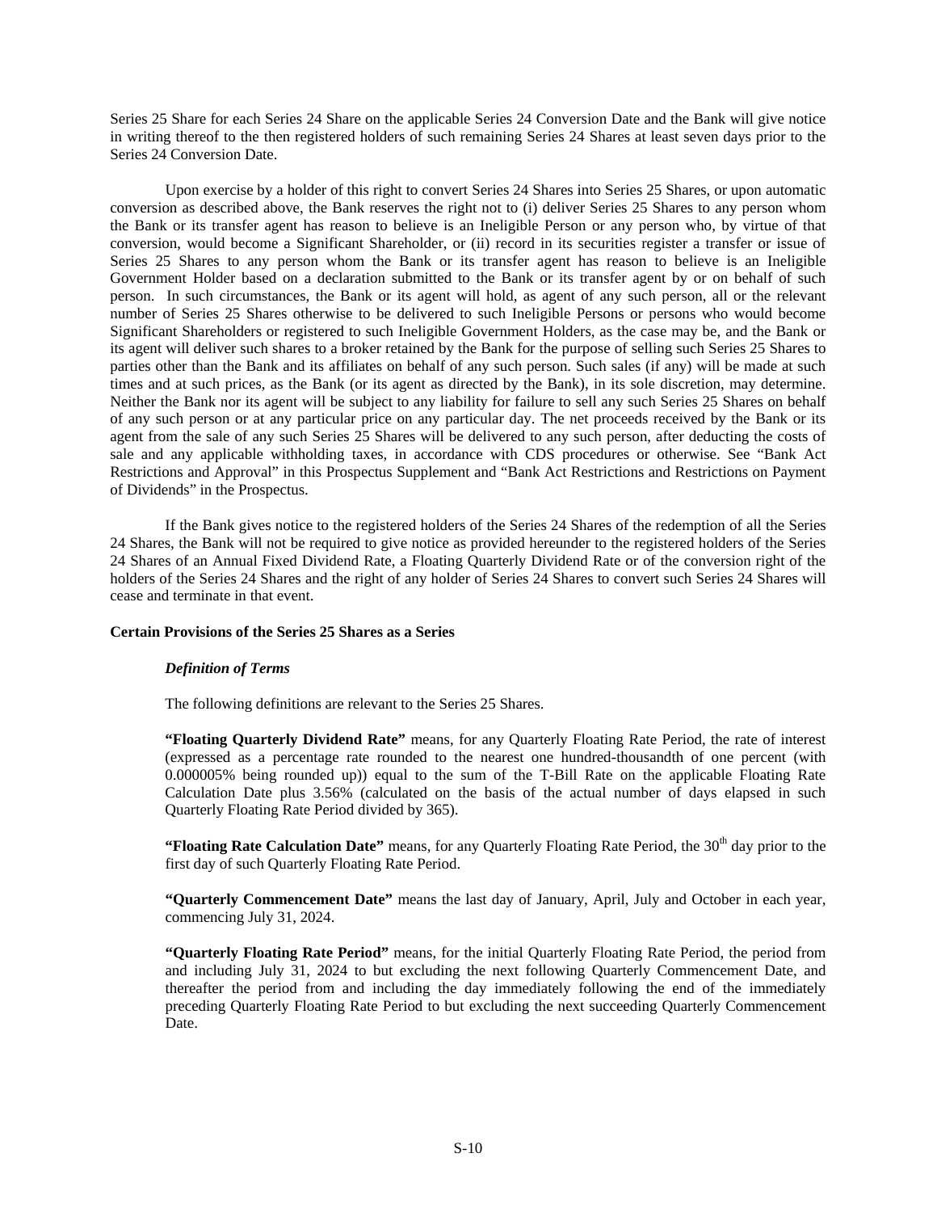Series 25 Share for each Series 24 Share on the applicable Series 24 Conversion Date and the Bank will give notice in writing thereof to the then registered holders of such remaining Series 24 Shares at least seven days prior to the Series 24 Conversion Date.

Upon exercise by a holder of this right to convert Series 24 Shares into Series 25 Shares, or upon automatic conversion as described above, the Bank reserves the right not to (i) deliver Series 25 Shares to any person whom the Bank or its transfer agent has reason to believe is an Ineligible Person or any person who, by virtue of that conversion, would become a Significant Shareholder, or (ii) record in its securities register a transfer or issue of Series 25 Shares to any person whom the Bank or its transfer agent has reason to believe is an Ineligible Government Holder based on a declaration submitted to the Bank or its transfer agent by or on behalf of such person. In such circumstances, the Bank or its agent will hold, as agent of any such person, all or the relevant number of Series 25 Shares otherwise to be delivered to such Ineligible Persons or persons who would become Significant Shareholders or registered to such Ineligible Government Holders, as the case may be, and the Bank or its agent will deliver such shares to a broker retained by the Bank for the purpose of selling such Series 25 Shares to parties other than the Bank and its affiliates on behalf of any such person. Such sales (if any) will be made at such times and at such prices, as the Bank (or its agent as directed by the Bank), in its sole discretion, may determine. Neither the Bank nor its agent will be subject to any liability for failure to sell any such Series 25 Shares on behalf of any such person or at any particular price on any particular day. The net proceeds received by the Bank or its agent from the sale of any such Series 25 Shares will be delivered to any such person, after deducting the costs of sale and any applicable withholding taxes, in accordance with CDS procedures or otherwise. See "Bank Act Restrictions and Approval" in this Prospectus Supplement and "Bank Act Restrictions and Restrictions on Payment of Dividends" in the Prospectus.

If the Bank gives notice to the registered holders of the Series 24 Shares of the redemption of all the Series 24 Shares, the Bank will not be required to give notice as provided hereunder to the registered holders of the Series 24 Shares of an Annual Fixed Dividend Rate, a Floating Quarterly Dividend Rate or of the conversion right of the holders of the Series 24 Shares and the right of any holder of Series 24 Shares to convert such Series 24 Shares will cease and terminate in that event.

**Certain Provisions of the Series 25 Shares as a Series**

***Definition of Terms***

The following definitions are relevant to the Series 25 Shares.

**"Floating Quarterly Dividend Rate"** means, for any Quarterly Floating Rate Period, the rate of interest (expressed as a percentage rate rounded to the nearest one hundred-thousandth of one percent (with 0.000005% being rounded up)) equal to the sum of the T-Bill Rate on the applicable Floating Rate Calculation Date plus 3.56% (calculated on the basis of the actual number of days elapsed in such Quarterly Floating Rate Period divided by 365).

**"Floating Rate Calculation Date"** means, for any Quarterly Floating Rate Period, the 30th day prior to the first day of such Quarterly Floating Rate Period.

**"Quarterly Commencement Date"** means the last day of January, April, July and October in each year, commencing July 31, 2024.

**"Quarterly Floating Rate Period"** means, for the initial Quarterly Floating Rate Period, the period from and including July 31, 2024 to but excluding the next following Quarterly Commencement Date, and thereafter the period from and including the day immediately following the end of the immediately preceding Quarterly Floating Rate Period to but excluding the next succeeding Quarterly Commencement Date.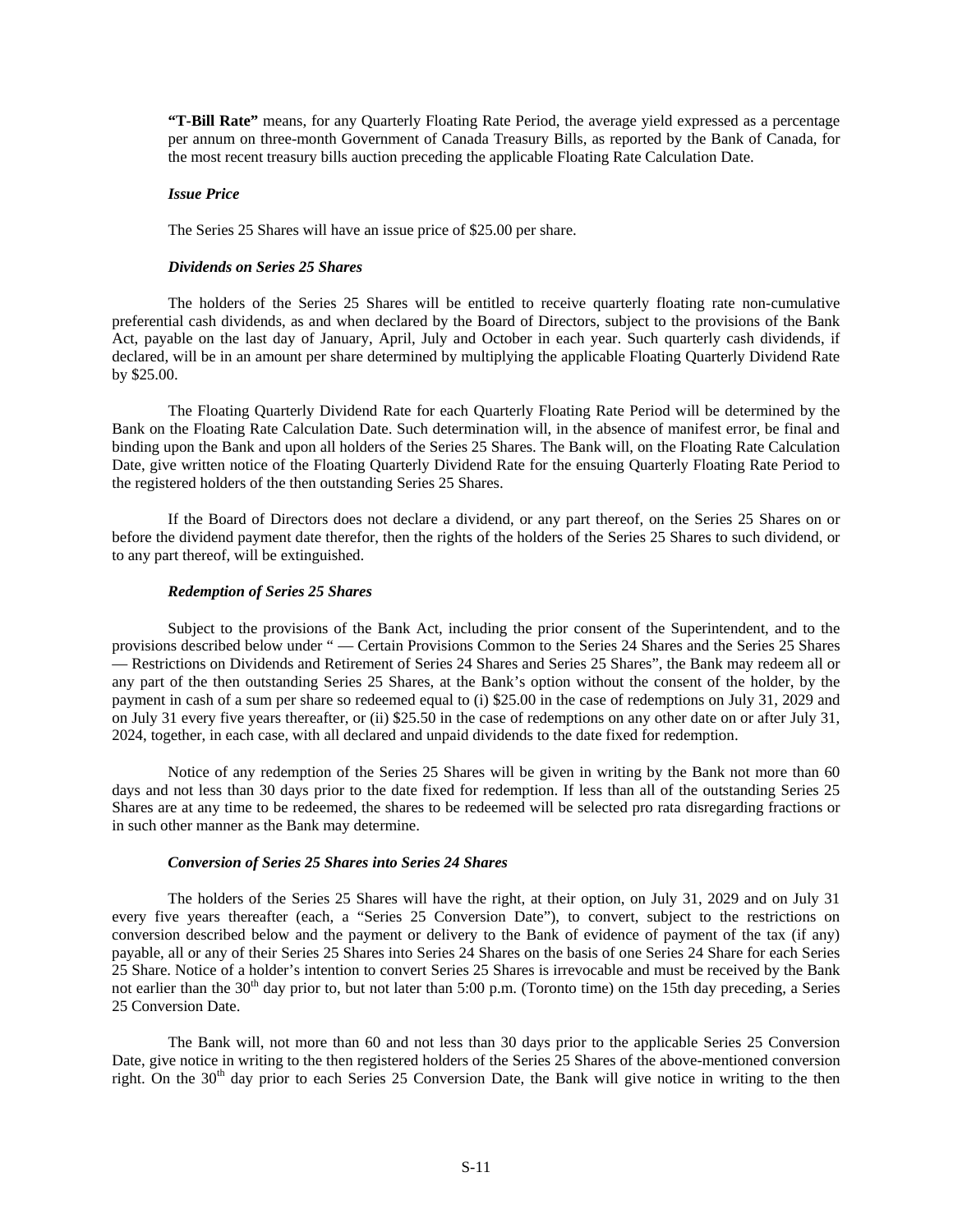**"T-Bill Rate"** means, for any Quarterly Floating Rate Period, the average yield expressed as a percentage per annum on three-month Government of Canada Treasury Bills, as reported by the Bank of Canada, for the most recent treasury bills auction preceding the applicable Floating Rate Calculation Date.

***Issue Price***

The Series 25 Shares will have an issue price of $25.00 per share.

***Dividends on Series 25 Shares***

The holders of the Series 25 Shares will be entitled to receive quarterly floating rate non-cumulative preferential cash dividends, as and when declared by the Board of Directors, subject to the provisions of the Bank Act, payable on the last day of January, April, July and October in each year. Such quarterly cash dividends, if declared, will be in an amount per share determined by multiplying the applicable Floating Quarterly Dividend Rate by $25.00.

The Floating Quarterly Dividend Rate for each Quarterly Floating Rate Period will be determined by the Bank on the Floating Rate Calculation Date. Such determination will, in the absence of manifest error, be final and binding upon the Bank and upon all holders of the Series 25 Shares. The Bank will, on the Floating Rate Calculation Date, give written notice of the Floating Quarterly Dividend Rate for the ensuing Quarterly Floating Rate Period to the registered holders of the then outstanding Series 25 Shares.

If the Board of Directors does not declare a dividend, or any part thereof, on the Series 25 Shares on or before the dividend payment date therefor, then the rights of the holders of the Series 25 Shares to such dividend, or to any part thereof, will be extinguished.

***Redemption of Series 25 Shares***

Subject to the provisions of the Bank Act, including the prior consent of the Superintendent, and to the provisions described below under " — Certain Provisions Common to the Series 24 Shares and the Series 25 Shares — Restrictions on Dividends and Retirement of Series 24 Shares and Series 25 Shares", the Bank may redeem all or any part of the then outstanding Series 25 Shares, at the Bank's option without the consent of the holder, by the payment in cash of a sum per share so redeemed equal to (i) $25.00 in the case of redemptions on July 31, 2029 and on July 31 every five years thereafter, or (ii) $25.50 in the case of redemptions on any other date on or after July 31, 2024, together, in each case, with all declared and unpaid dividends to the date fixed for redemption.

Notice of any redemption of the Series 25 Shares will be given in writing by the Bank not more than 60 days and not less than 30 days prior to the date fixed for redemption. If less than all of the outstanding Series 25 Shares are at any time to be redeemed, the shares to be redeemed will be selected pro rata disregarding fractions or in such other manner as the Bank may determine.

***Conversion of Series 25 Shares into Series 24 Shares***

The holders of the Series 25 Shares will have the right, at their option, on July 31, 2029 and on July 31 every five years thereafter (each, a "Series 25 Conversion Date"), to convert, subject to the restrictions on conversion described below and the payment or delivery to the Bank of evidence of payment of the tax (if any) payable, all or any of their Series 25 Shares into Series 24 Shares on the basis of one Series 24 Share for each Series 25 Share. Notice of a holder's intention to convert Series 25 Shares is irrevocable and must be received by the Bank not earlier than the 30th day prior to, but not later than 5:00 p.m. (Toronto time) on the 15th day preceding, a Series 25 Conversion Date.

The Bank will, not more than 60 and not less than 30 days prior to the applicable Series 25 Conversion Date, give notice in writing to the then registered holders of the Series 25 Shares of the above-mentioned conversion right. On the 30th day prior to each Series 25 Conversion Date, the Bank will give notice in writing to the then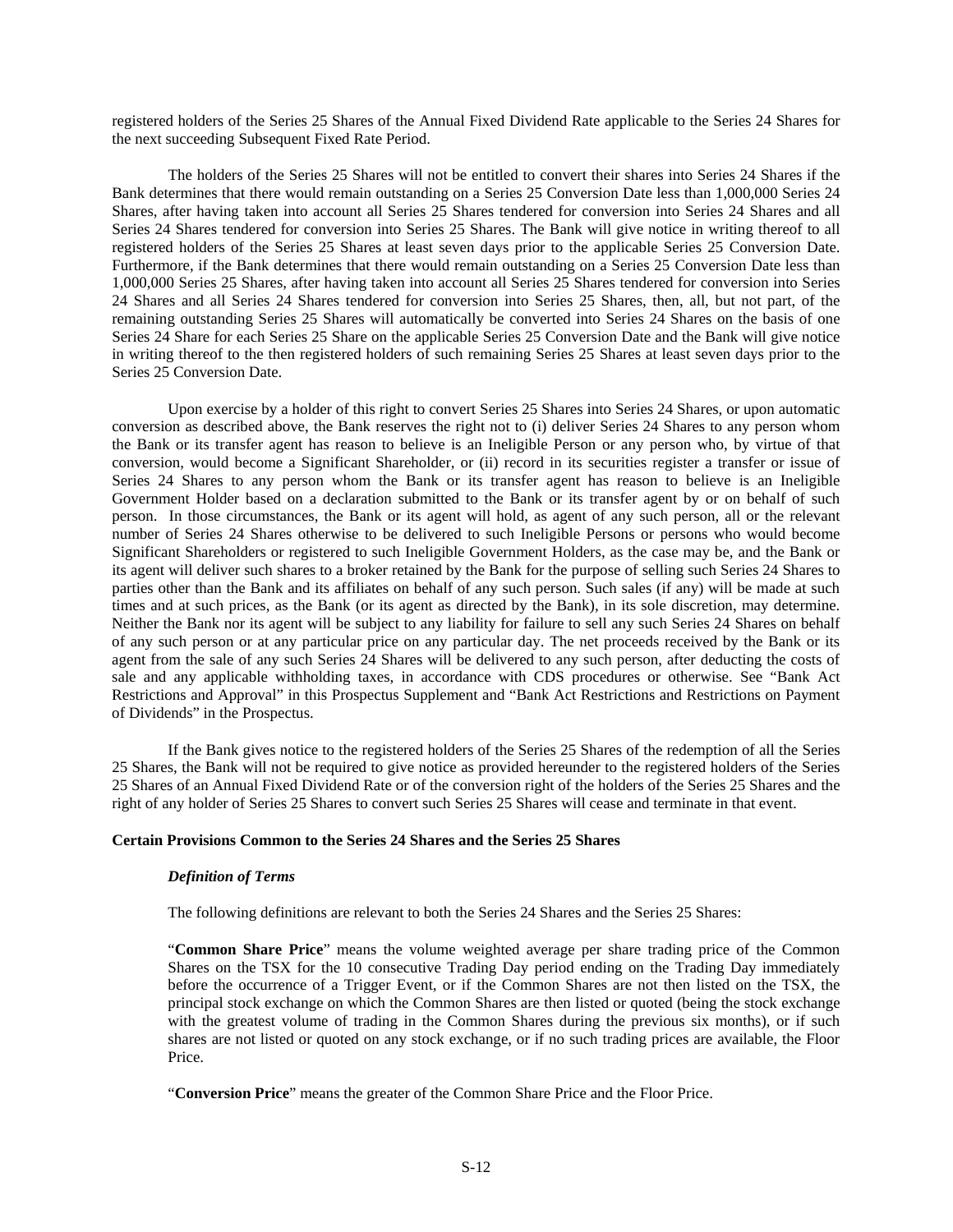registered holders of the Series 25 Shares of the Annual Fixed Dividend Rate applicable to the Series 24 Shares for the next succeeding Subsequent Fixed Rate Period.

The holders of the Series 25 Shares will not be entitled to convert their shares into Series 24 Shares if the Bank determines that there would remain outstanding on a Series 25 Conversion Date less than 1,000,000 Series 24 Shares, after having taken into account all Series 25 Shares tendered for conversion into Series 24 Shares and all Series 24 Shares tendered for conversion into Series 25 Shares. The Bank will give notice in writing thereof to all registered holders of the Series 25 Shares at least seven days prior to the applicable Series 25 Conversion Date. Furthermore, if the Bank determines that there would remain outstanding on a Series 25 Conversion Date less than 1,000,000 Series 25 Shares, after having taken into account all Series 25 Shares tendered for conversion into Series 24 Shares and all Series 24 Shares tendered for conversion into Series 25 Shares, then, all, but not part, of the remaining outstanding Series 25 Shares will automatically be converted into Series 24 Shares on the basis of one Series 24 Share for each Series 25 Share on the applicable Series 25 Conversion Date and the Bank will give notice in writing thereof to the then registered holders of such remaining Series 25 Shares at least seven days prior to the Series 25 Conversion Date.

Upon exercise by a holder of this right to convert Series 25 Shares into Series 24 Shares, or upon automatic conversion as described above, the Bank reserves the right not to (i) deliver Series 24 Shares to any person whom the Bank or its transfer agent has reason to believe is an Ineligible Person or any person who, by virtue of that conversion, would become a Significant Shareholder, or (ii) record in its securities register a transfer or issue of Series 24 Shares to any person whom the Bank or its transfer agent has reason to believe is an Ineligible Government Holder based on a declaration submitted to the Bank or its transfer agent by or on behalf of such person. In those circumstances, the Bank or its agent will hold, as agent of any such person, all or the relevant number of Series 24 Shares otherwise to be delivered to such Ineligible Persons or persons who would become Significant Shareholders or registered to such Ineligible Government Holders, as the case may be, and the Bank or its agent will deliver such shares to a broker retained by the Bank for the purpose of selling such Series 24 Shares to parties other than the Bank and its affiliates on behalf of any such person. Such sales (if any) will be made at such times and at such prices, as the Bank (or its agent as directed by the Bank), in its sole discretion, may determine. Neither the Bank nor its agent will be subject to any liability for failure to sell any such Series 24 Shares on behalf of any such person or at any particular price on any particular day. The net proceeds received by the Bank or its agent from the sale of any such Series 24 Shares will be delivered to any such person, after deducting the costs of sale and any applicable withholding taxes, in accordance with CDS procedures or otherwise. See "Bank Act Restrictions and Approval" in this Prospectus Supplement and "Bank Act Restrictions and Restrictions on Payment of Dividends" in the Prospectus.

If the Bank gives notice to the registered holders of the Series 25 Shares of the redemption of all the Series 25 Shares, the Bank will not be required to give notice as provided hereunder to the registered holders of the Series 25 Shares of an Annual Fixed Dividend Rate or of the conversion right of the holders of the Series 25 Shares and the right of any holder of Series 25 Shares to convert such Series 25 Shares will cease and terminate in that event.

### Certain Provisions Common to the Series 24 Shares and the Series 25 Shares

#### *Definition of Terms*

The following definitions are relevant to both the Series 24 Shares and the Series 25 Shares:

"**Common Share Price**" means the volume weighted average per share trading price of the Common Shares on the TSX for the 10 consecutive Trading Day period ending on the Trading Day immediately before the occurrence of a Trigger Event, or if the Common Shares are not then listed on the TSX, the principal stock exchange on which the Common Shares are then listed or quoted (being the stock exchange with the greatest volume of trading in the Common Shares during the previous six months), or if such shares are not listed or quoted on any stock exchange, or if no such trading prices are available, the Floor Price.

"**Conversion Price**" means the greater of the Common Share Price and the Floor Price.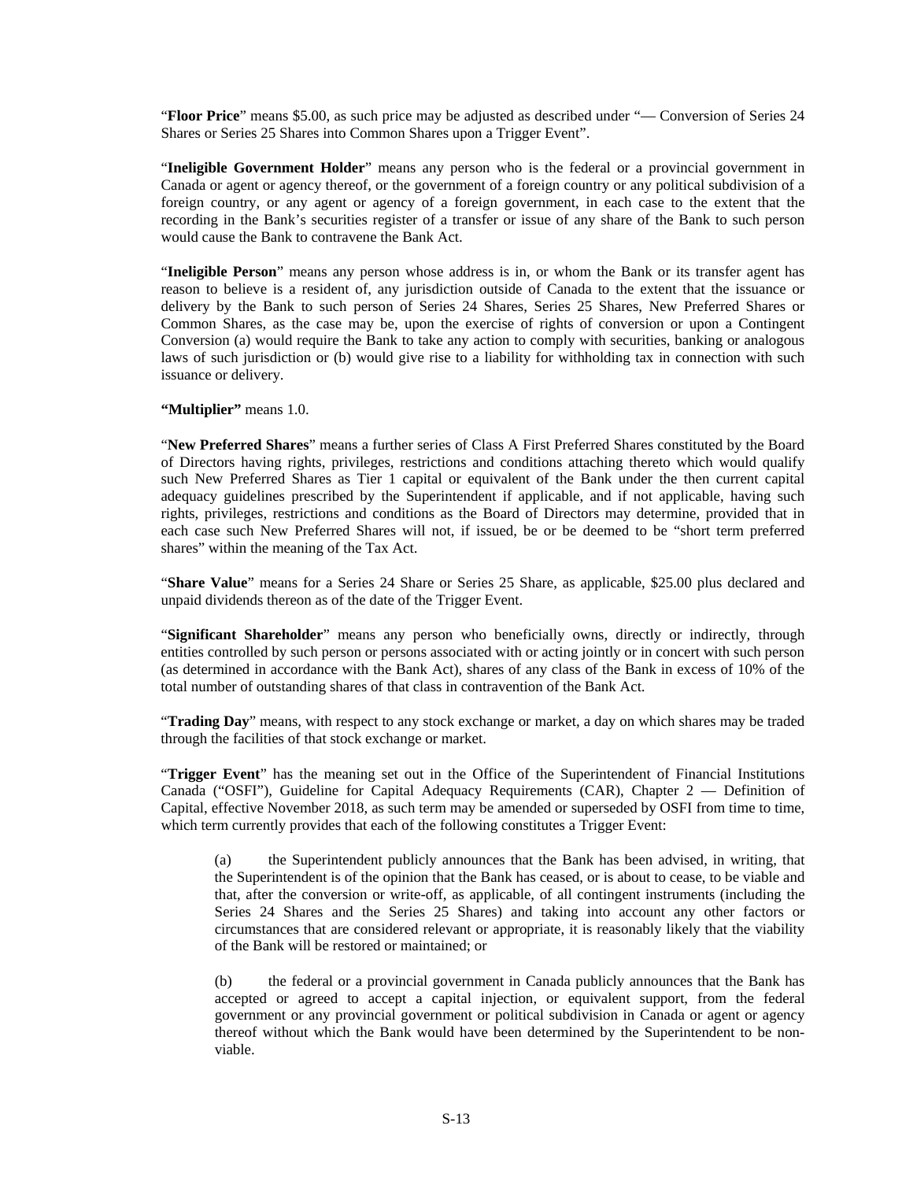"**Floor Price**" means $5.00, as such price may be adjusted as described under "— Conversion of Series 24 Shares or Series 25 Shares into Common Shares upon a Trigger Event".

"**Ineligible Government Holder**" means any person who is the federal or a provincial government in Canada or agent or agency thereof, or the government of a foreign country or any political subdivision of a foreign country, or any agent or agency of a foreign government, in each case to the extent that the recording in the Bank's securities register of a transfer or issue of any share of the Bank to such person would cause the Bank to contravene the Bank Act.

"**Ineligible Person**" means any person whose address is in, or whom the Bank or its transfer agent has reason to believe is a resident of, any jurisdiction outside of Canada to the extent that the issuance or delivery by the Bank to such person of Series 24 Shares, Series 25 Shares, New Preferred Shares or Common Shares, as the case may be, upon the exercise of rights of conversion or upon a Contingent Conversion (a) would require the Bank to take any action to comply with securities, banking or analogous laws of such jurisdiction or (b) would give rise to a liability for withholding tax in connection with such issuance or delivery.

**"Multiplier"** means 1.0.

"**New Preferred Shares**" means a further series of Class A First Preferred Shares constituted by the Board of Directors having rights, privileges, restrictions and conditions attaching thereto which would qualify such New Preferred Shares as Tier 1 capital or equivalent of the Bank under the then current capital adequacy guidelines prescribed by the Superintendent if applicable, and if not applicable, having such rights, privileges, restrictions and conditions as the Board of Directors may determine, provided that in each case such New Preferred Shares will not, if issued, be or be deemed to be "short term preferred shares" within the meaning of the Tax Act.

"**Share Value**" means for a Series 24 Share or Series 25 Share, as applicable, $25.00 plus declared and unpaid dividends thereon as of the date of the Trigger Event.

"**Significant Shareholder**" means any person who beneficially owns, directly or indirectly, through entities controlled by such person or persons associated with or acting jointly or in concert with such person (as determined in accordance with the Bank Act), shares of any class of the Bank in excess of 10% of the total number of outstanding shares of that class in contravention of the Bank Act.

"**Trading Day**" means, with respect to any stock exchange or market, a day on which shares may be traded through the facilities of that stock exchange or market.

"**Trigger Event**" has the meaning set out in the Office of the Superintendent of Financial Institutions Canada ("OSFI"), Guideline for Capital Adequacy Requirements (CAR), Chapter 2 — Definition of Capital, effective November 2018, as such term may be amended or superseded by OSFI from time to time, which term currently provides that each of the following constitutes a Trigger Event:

(a) the Superintendent publicly announces that the Bank has been advised, in writing, that the Superintendent is of the opinion that the Bank has ceased, or is about to cease, to be viable and that, after the conversion or write-off, as applicable, of all contingent instruments (including the Series 24 Shares and the Series 25 Shares) and taking into account any other factors or circumstances that are considered relevant or appropriate, it is reasonably likely that the viability of the Bank will be restored or maintained; or

(b) the federal or a provincial government in Canada publicly announces that the Bank has accepted or agreed to accept a capital injection, or equivalent support, from the federal government or any provincial government or political subdivision in Canada or agent or agency thereof without which the Bank would have been determined by the Superintendent to be non-viable.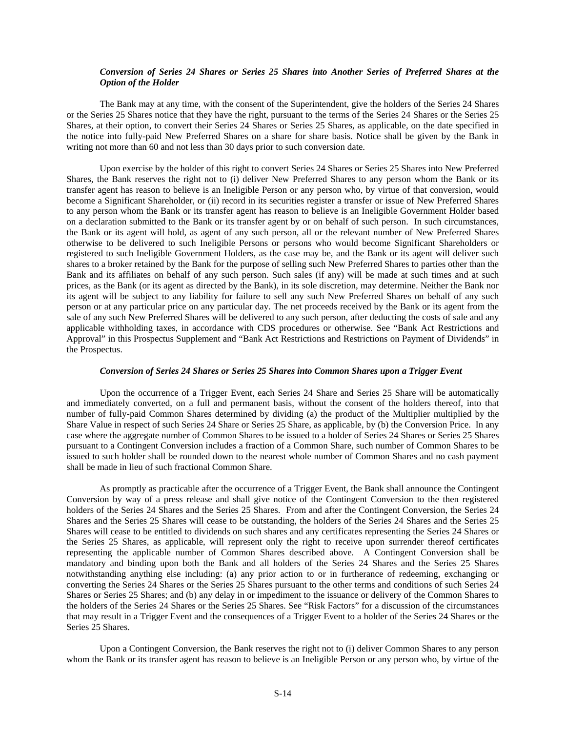### *Conversion of Series 24 Shares or Series 25 Shares into Another Series of Preferred Shares at the Option of the Holder*

The Bank may at any time, with the consent of the Superintendent, give the holders of the Series 24 Shares or the Series 25 Shares notice that they have the right, pursuant to the terms of the Series 24 Shares or the Series 25 Shares, at their option, to convert their Series 24 Shares or Series 25 Shares, as applicable, on the date specified in the notice into fully-paid New Preferred Shares on a share for share basis. Notice shall be given by the Bank in writing not more than 60 and not less than 30 days prior to such conversion date.

Upon exercise by the holder of this right to convert Series 24 Shares or Series 25 Shares into New Preferred Shares, the Bank reserves the right not to (i) deliver New Preferred Shares to any person whom the Bank or its transfer agent has reason to believe is an Ineligible Person or any person who, by virtue of that conversion, would become a Significant Shareholder, or (ii) record in its securities register a transfer or issue of New Preferred Shares to any person whom the Bank or its transfer agent has reason to believe is an Ineligible Government Holder based on a declaration submitted to the Bank or its transfer agent by or on behalf of such person. In such circumstances, the Bank or its agent will hold, as agent of any such person, all or the relevant number of New Preferred Shares otherwise to be delivered to such Ineligible Persons or persons who would become Significant Shareholders or registered to such Ineligible Government Holders, as the case may be, and the Bank or its agent will deliver such shares to a broker retained by the Bank for the purpose of selling such New Preferred Shares to parties other than the Bank and its affiliates on behalf of any such person. Such sales (if any) will be made at such times and at such prices, as the Bank (or its agent as directed by the Bank), in its sole discretion, may determine. Neither the Bank nor its agent will be subject to any liability for failure to sell any such New Preferred Shares on behalf of any such person or at any particular price on any particular day. The net proceeds received by the Bank or its agent from the sale of any such New Preferred Shares will be delivered to any such person, after deducting the costs of sale and any applicable withholding taxes, in accordance with CDS procedures or otherwise. See "Bank Act Restrictions and Approval" in this Prospectus Supplement and "Bank Act Restrictions and Restrictions on Payment of Dividends" in the Prospectus.

### *Conversion of Series 24 Shares or Series 25 Shares into Common Shares upon a Trigger Event*

Upon the occurrence of a Trigger Event, each Series 24 Share and Series 25 Share will be automatically and immediately converted, on a full and permanent basis, without the consent of the holders thereof, into that number of fully-paid Common Shares determined by dividing (a) the product of the Multiplier multiplied by the Share Value in respect of such Series 24 Share or Series 25 Share, as applicable, by (b) the Conversion Price. In any case where the aggregate number of Common Shares to be issued to a holder of Series 24 Shares or Series 25 Shares pursuant to a Contingent Conversion includes a fraction of a Common Share, such number of Common Shares to be issued to such holder shall be rounded down to the nearest whole number of Common Shares and no cash payment shall be made in lieu of such fractional Common Share.

As promptly as practicable after the occurrence of a Trigger Event, the Bank shall announce the Contingent Conversion by way of a press release and shall give notice of the Contingent Conversion to the then registered holders of the Series 24 Shares and the Series 25 Shares. From and after the Contingent Conversion, the Series 24 Shares and the Series 25 Shares will cease to be outstanding, the holders of the Series 24 Shares and the Series 25 Shares will cease to be entitled to dividends on such shares and any certificates representing the Series 24 Shares or the Series 25 Shares, as applicable, will represent only the right to receive upon surrender thereof certificates representing the applicable number of Common Shares described above. A Contingent Conversion shall be mandatory and binding upon both the Bank and all holders of the Series 24 Shares and the Series 25 Shares notwithstanding anything else including: (a) any prior action to or in furtherance of redeeming, exchanging or converting the Series 24 Shares or the Series 25 Shares pursuant to the other terms and conditions of such Series 24 Shares or Series 25 Shares; and (b) any delay in or impediment to the issuance or delivery of the Common Shares to the holders of the Series 24 Shares or the Series 25 Shares. See "Risk Factors" for a discussion of the circumstances that may result in a Trigger Event and the consequences of a Trigger Event to a holder of the Series 24 Shares or the Series 25 Shares.

Upon a Contingent Conversion, the Bank reserves the right not to (i) deliver Common Shares to any person whom the Bank or its transfer agent has reason to believe is an Ineligible Person or any person who, by virtue of the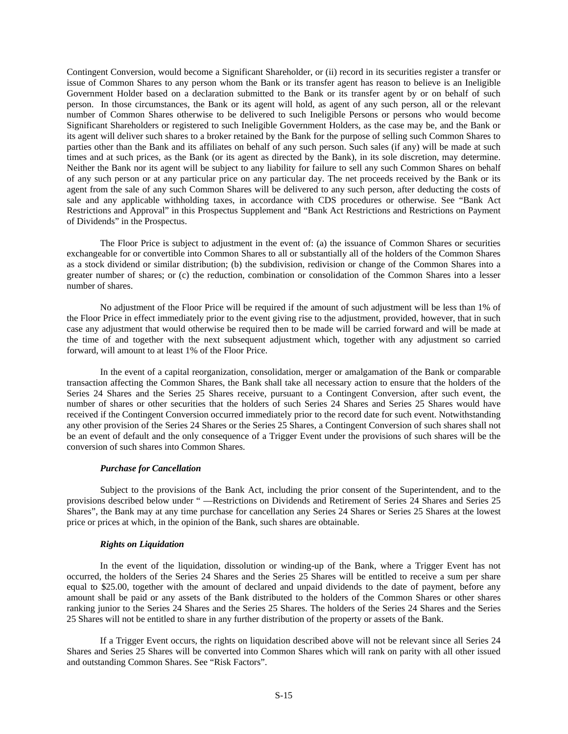Contingent Conversion, would become a Significant Shareholder, or (ii) record in its securities register a transfer or issue of Common Shares to any person whom the Bank or its transfer agent has reason to believe is an Ineligible Government Holder based on a declaration submitted to the Bank or its transfer agent by or on behalf of such person. In those circumstances, the Bank or its agent will hold, as agent of any such person, all or the relevant number of Common Shares otherwise to be delivered to such Ineligible Persons or persons who would become Significant Shareholders or registered to such Ineligible Government Holders, as the case may be, and the Bank or its agent will deliver such shares to a broker retained by the Bank for the purpose of selling such Common Shares to parties other than the Bank and its affiliates on behalf of any such person. Such sales (if any) will be made at such times and at such prices, as the Bank (or its agent as directed by the Bank), in its sole discretion, may determine. Neither the Bank nor its agent will be subject to any liability for failure to sell any such Common Shares on behalf of any such person or at any particular price on any particular day. The net proceeds received by the Bank or its agent from the sale of any such Common Shares will be delivered to any such person, after deducting the costs of sale and any applicable withholding taxes, in accordance with CDS procedures or otherwise. See "Bank Act Restrictions and Approval" in this Prospectus Supplement and "Bank Act Restrictions and Restrictions on Payment of Dividends" in the Prospectus.

The Floor Price is subject to adjustment in the event of: (a) the issuance of Common Shares or securities exchangeable for or convertible into Common Shares to all or substantially all of the holders of the Common Shares as a stock dividend or similar distribution; (b) the subdivision, redivision or change of the Common Shares into a greater number of shares; or (c) the reduction, combination or consolidation of the Common Shares into a lesser number of shares.

No adjustment of the Floor Price will be required if the amount of such adjustment will be less than 1% of the Floor Price in effect immediately prior to the event giving rise to the adjustment, provided, however, that in such case any adjustment that would otherwise be required then to be made will be carried forward and will be made at the time of and together with the next subsequent adjustment which, together with any adjustment so carried forward, will amount to at least 1% of the Floor Price.

In the event of a capital reorganization, consolidation, merger or amalgamation of the Bank or comparable transaction affecting the Common Shares, the Bank shall take all necessary action to ensure that the holders of the Series 24 Shares and the Series 25 Shares receive, pursuant to a Contingent Conversion, after such event, the number of shares or other securities that the holders of such Series 24 Shares and Series 25 Shares would have received if the Contingent Conversion occurred immediately prior to the record date for such event. Notwithstanding any other provision of the Series 24 Shares or the Series 25 Shares, a Contingent Conversion of such shares shall not be an event of default and the only consequence of a Trigger Event under the provisions of such shares will be the conversion of such shares into Common Shares.

#### *Purchase for Cancellation*

Subject to the provisions of the Bank Act, including the prior consent of the Superintendent, and to the provisions described below under " —Restrictions on Dividends and Retirement of Series 24 Shares and Series 25 Shares", the Bank may at any time purchase for cancellation any Series 24 Shares or Series 25 Shares at the lowest price or prices at which, in the opinion of the Bank, such shares are obtainable.

#### *Rights on Liquidation*

In the event of the liquidation, dissolution or winding-up of the Bank, where a Trigger Event has not occurred, the holders of the Series 24 Shares and the Series 25 Shares will be entitled to receive a sum per share equal to \$25.00, together with the amount of declared and unpaid dividends to the date of payment, before any amount shall be paid or any assets of the Bank distributed to the holders of the Common Shares or other shares ranking junior to the Series 24 Shares and the Series 25 Shares. The holders of the Series 24 Shares and the Series 25 Shares will not be entitled to share in any further distribution of the property or assets of the Bank.

If a Trigger Event occurs, the rights on liquidation described above will not be relevant since all Series 24 Shares and Series 25 Shares will be converted into Common Shares which will rank on parity with all other issued and outstanding Common Shares. See "Risk Factors".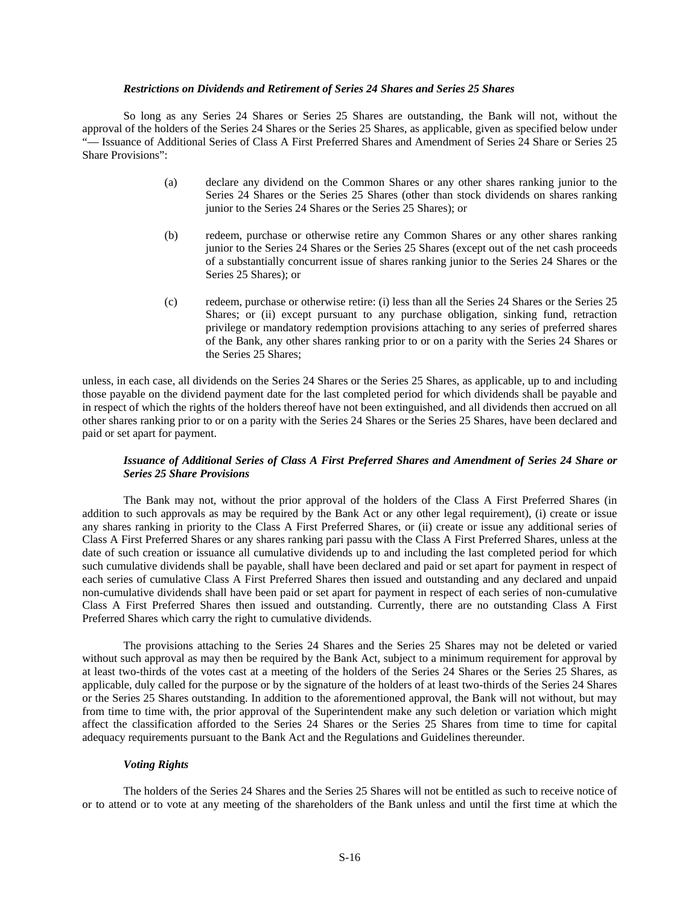### *Restrictions on Dividends and Retirement of Series 24 Shares and Series 25 Shares*

So long as any Series 24 Shares or Series 25 Shares are outstanding, the Bank will not, without the approval of the holders of the Series 24 Shares or the Series 25 Shares, as applicable, given as specified below under "— Issuance of Additional Series of Class A First Preferred Shares and Amendment of Series 24 Share or Series 25 Share Provisions":

(a) declare any dividend on the Common Shares or any other shares ranking junior to the Series 24 Shares or the Series 25 Shares (other than stock dividends on shares ranking junior to the Series 24 Shares or the Series 25 Shares); or

(b) redeem, purchase or otherwise retire any Common Shares or any other shares ranking junior to the Series 24 Shares or the Series 25 Shares (except out of the net cash proceeds of a substantially concurrent issue of shares ranking junior to the Series 24 Shares or the Series 25 Shares); or

(c) redeem, purchase or otherwise retire: (i) less than all the Series 24 Shares or the Series 25 Shares; or (ii) except pursuant to any purchase obligation, sinking fund, retraction privilege or mandatory redemption provisions attaching to any series of preferred shares of the Bank, any other shares ranking prior to or on a parity with the Series 24 Shares or the Series 25 Shares;

unless, in each case, all dividends on the Series 24 Shares or the Series 25 Shares, as applicable, up to and including those payable on the dividend payment date for the last completed period for which dividends shall be payable and in respect of which the rights of the holders thereof have not been extinguished, and all dividends then accrued on all other shares ranking prior to or on a parity with the Series 24 Shares or the Series 25 Shares, have been declared and paid or set apart for payment.

### *Issuance of Additional Series of Class A First Preferred Shares and Amendment of Series 24 Share or Series 25 Share Provisions*

The Bank may not, without the prior approval of the holders of the Class A First Preferred Shares (in addition to such approvals as may be required by the Bank Act or any other legal requirement), (i) create or issue any shares ranking in priority to the Class A First Preferred Shares, or (ii) create or issue any additional series of Class A First Preferred Shares or any shares ranking pari passu with the Class A First Preferred Shares, unless at the date of such creation or issuance all cumulative dividends up to and including the last completed period for which such cumulative dividends shall be payable, shall have been declared and paid or set apart for payment in respect of each series of cumulative Class A First Preferred Shares then issued and outstanding and any declared and unpaid non-cumulative dividends shall have been paid or set apart for payment in respect of each series of non-cumulative Class A First Preferred Shares then issued and outstanding. Currently, there are no outstanding Class A First Preferred Shares which carry the right to cumulative dividends.

The provisions attaching to the Series 24 Shares and the Series 25 Shares may not be deleted or varied without such approval as may then be required by the Bank Act, subject to a minimum requirement for approval by at least two-thirds of the votes cast at a meeting of the holders of the Series 24 Shares or the Series 25 Shares, as applicable, duly called for the purpose or by the signature of the holders of at least two-thirds of the Series 24 Shares or the Series 25 Shares outstanding. In addition to the aforementioned approval, the Bank will not without, but may from time to time with, the prior approval of the Superintendent make any such deletion or variation which might affect the classification afforded to the Series 24 Shares or the Series 25 Shares from time to time for capital adequacy requirements pursuant to the Bank Act and the Regulations and Guidelines thereunder.

### *Voting Rights*

The holders of the Series 24 Shares and the Series 25 Shares will not be entitled as such to receive notice of or to attend or to vote at any meeting of the shareholders of the Bank unless and until the first time at which the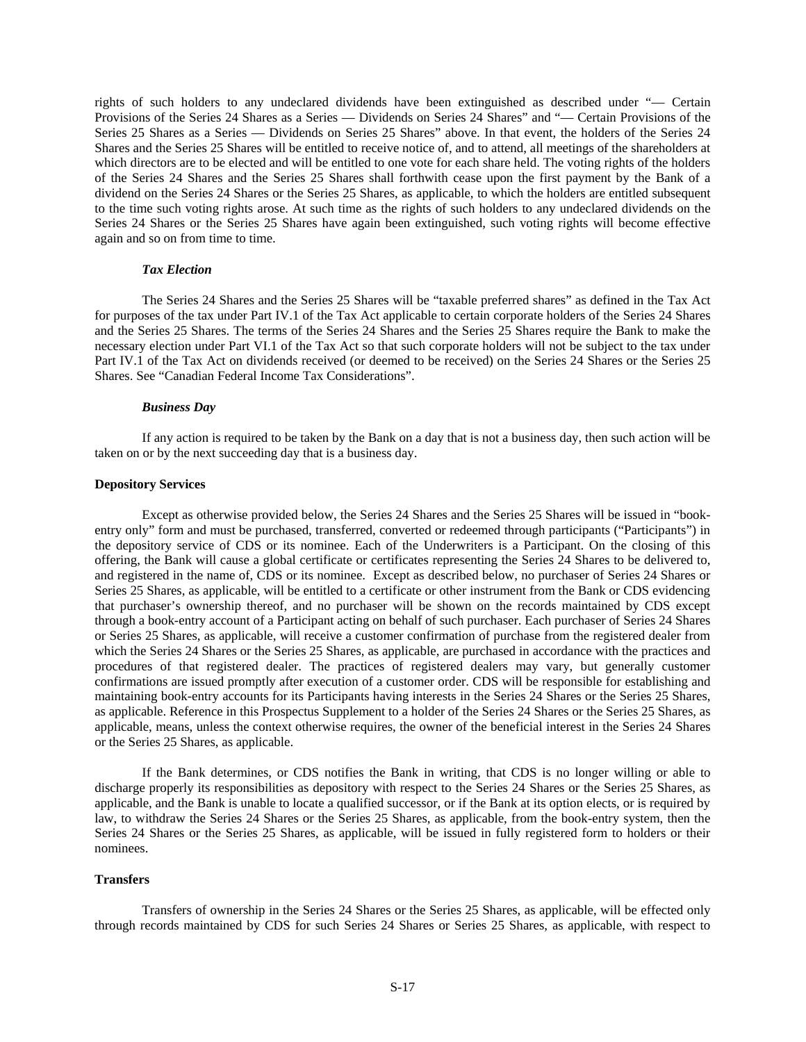rights of such holders to any undeclared dividends have been extinguished as described under "— Certain Provisions of the Series 24 Shares as a Series — Dividends on Series 24 Shares" and "— Certain Provisions of the Series 25 Shares as a Series — Dividends on Series 25 Shares" above. In that event, the holders of the Series 24 Shares and the Series 25 Shares will be entitled to receive notice of, and to attend, all meetings of the shareholders at which directors are to be elected and will be entitled to one vote for each share held. The voting rights of the holders of the Series 24 Shares and the Series 25 Shares shall forthwith cease upon the first payment by the Bank of a dividend on the Series 24 Shares or the Series 25 Shares, as applicable, to which the holders are entitled subsequent to the time such voting rights arose. At such time as the rights of such holders to any undeclared dividends on the Series 24 Shares or the Series 25 Shares have again been extinguished, such voting rights will become effective again and so on from time to time.

#### *Tax Election*

The Series 24 Shares and the Series 25 Shares will be "taxable preferred shares" as defined in the Tax Act for purposes of the tax under Part IV.1 of the Tax Act applicable to certain corporate holders of the Series 24 Shares and the Series 25 Shares. The terms of the Series 24 and the Series 25 Shares require the Bank to make the necessary election under Part VI.1 of the Tax Act so that such corporate holders will not be subject to the tax under Part IV.1 of the Tax Act on dividends received (or deemed to be received) on the Series 24 Shares or the Series 25 Shares. See "Canadian Federal Income Tax Considerations".

#### *Business Day*

If any action is required to be taken by the Bank on a day that is not a business day, then such action will be taken on or by the next succeeding day that is a business day.

### **Depository Services**

Except as otherwise provided below, the Series 24 Shares and the Series 25 Shares will be issued in "book-entry only" form and must be purchased, transferred, converted or redeemed through participants ("Participants") in the depository service of CDS or its nominee. Each of the Underwriters is a Participant. On the closing of this offering, the Bank will cause a global certificate or certificates representing the Series 24 Shares to be delivered to, and registered in the name of, CDS or its nominee. Except as described below, no purchaser of Series 24 Shares or Series 25 Shares, as applicable, will be entitled to a certificate or other instrument from the Bank or CDS evidencing that purchaser's ownership thereof, and no purchaser will be shown on the records maintained by CDS except through a book-entry account of a Participant acting on behalf of such purchaser. Each purchaser of Series 24 Shares or Series 25 Shares, as applicable, will receive a customer confirmation of purchase from the registered dealer from which the Series 24 Shares or the Series 25 Shares, as applicable, are purchased in accordance with the practices and procedures of that registered dealer. The practices of registered dealers may vary, but generally customer confirmations are issued promptly after execution of a customer order. CDS will be responsible for establishing and maintaining book-entry accounts for its Participants having interests in the Series 24 Shares or the Series 25 Shares, as applicable. Reference in this Prospectus Supplement to a holder of the Series 24 Shares or the Series 25 Shares, as applicable, means, unless the context otherwise requires, the owner of the beneficial interest in the Series 24 Shares or the Series 25 Shares, as applicable.

If the Bank determines, or CDS notifies the Bank in writing, that CDS is no longer willing or able to discharge properly its responsibilities as depository with respect to the Series 24 Shares or the Series 25 Shares, as applicable, and the Bank is unable to locate a qualified successor, or if the Bank at its option elects, or is required by law, to withdraw the Series 24 Shares or the Series 25 Shares, as applicable, from the book-entry system, then the Series 24 Shares or the Series 25 Shares, as applicable, will be issued in fully registered form to holders or their nominees.

### **Transfers**

Transfers of ownership in the Series 24 Shares or the Series 25 Shares, as applicable, will be effected only through records maintained by CDS for such Series 24 Shares or Series 25 Shares, as applicable, with respect to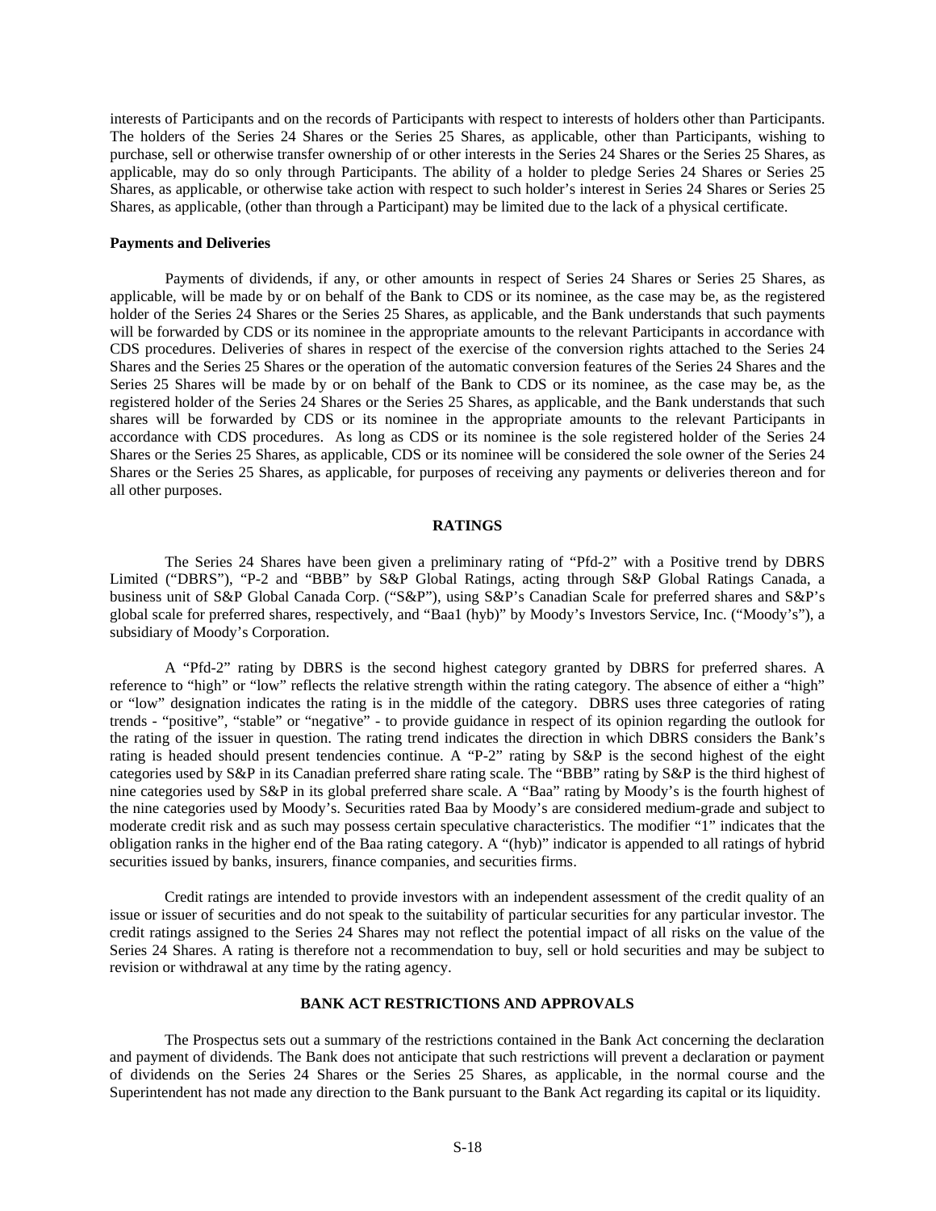interests of Participants and on the records of Participants with respect to interests of holders other than Participants. The holders of the Series 24 Shares or the Series 25 Shares, as applicable, other than Participants, wishing to purchase, sell or otherwise transfer ownership of or other interests in the Series 24 Shares or the Series 25 Shares, as applicable, may do so only through Participants. The ability of a holder to pledge Series 24 Shares or Series 25 Shares, as applicable, or otherwise take action with respect to such holder's interest in Series 24 Shares or Series 25 Shares, as applicable, (other than through a Participant) may be limited due to the lack of a physical certificate.

**Payments and Deliveries**

Payments of dividends, if any, or other amounts in respect of Series 24 Shares or Series 25 Shares, as applicable, will be made by or on behalf of the Bank to CDS or its nominee, as the case may be, as the registered holder of the Series 24 Shares or the Series 25 Shares, as applicable, and the Bank understands that such payments will be forwarded by CDS or its nominee in the appropriate amounts to the relevant Participants in accordance with CDS procedures. Deliveries of shares in respect of the exercise of the conversion rights attached to the Series 24 Shares and the Series 25 Shares or the operation of the automatic conversion features of the Series 24 Shares and the Series 25 Shares will be made by or on behalf of the Bank to CDS or its nominee, as the case may be, as the registered holder of the Series 24 Shares or the Series 25 Shares, as applicable, and the Bank understands that such shares will be forwarded by CDS or its nominee in the appropriate amounts to the relevant Participants in accordance with CDS procedures. As long as CDS or its nominee is the sole registered holder of the Series 24 Shares or the Series 25 Shares, as applicable, CDS or its nominee will be considered the sole owner of the Series 24 Shares or the Series 25 Shares, as applicable, for purposes of receiving any payments or deliveries thereon and for all other purposes.

## RATINGS

The Series 24 Shares have been given a preliminary rating of "Pfd-2" with a Positive trend by DBRS Limited ("DBRS"), "P-2 and "BBB" by S&P Global Ratings, acting through S&P Global Ratings Canada, a business unit of S&P Global Canada Corp. ("S&P"), using S&P's Canadian Scale for preferred shares and S&P's global scale for preferred shares, respectively, and "Baa1 (hyb)" by Moody's Investors Service, Inc. ("Moody's"), a subsidiary of Moody's Corporation.

A "Pfd-2" rating by DBRS is the second highest category granted by DBRS for preferred shares. A reference to "high" or "low" reflects the relative strength within the rating category. The absence of either a "high" or "low" designation indicates the rating is in the middle of the category. DBRS uses three categories of rating trends - "positive", "stable" or "negative" - to provide guidance in respect of its opinion regarding the outlook for the rating of the issuer in question. The rating trend indicates the direction in which DBRS considers the Bank's rating is headed should present tendencies continue. A "P-2" rating by S&P is the second highest of the eight categories used by S&P in its Canadian preferred share rating scale. The "BBB" rating by S&P is the third highest of nine categories used by S&P in its global preferred share scale. A "Baa" rating by Moody's is the fourth highest of the nine categories used by Moody's. Securities rated Baa by Moody's are considered medium-grade and subject to moderate credit risk and as such may possess certain speculative characteristics. The modifier "1" indicates that the obligation ranks in the higher end of the Baa rating category. A "(hyb)" indicator is appended to all ratings of hybrid securities issued by banks, insurers, finance companies, and securities firms.

Credit ratings are intended to provide investors with an independent assessment of the credit quality of an issue or issuer of securities and do not speak to the suitability of particular securities for any particular investor. The credit ratings assigned to the Series 24 Shares may not reflect the potential impact of all risks on the value of the Series 24 Shares. A rating is therefore not a recommendation to buy, sell or hold securities and may be subject to revision or withdrawal at any time by the rating agency.

## BANK ACT RESTRICTIONS AND APPROVALS

The Prospectus sets out a summary of the restrictions contained in the Bank Act concerning the declaration and payment of dividends. The Bank does not anticipate that such restrictions will prevent a declaration or payment of dividends on the Series 24 Shares or the Series 25 Shares, as applicable, in the normal course and the Superintendent has not made any direction to the Bank pursuant to the Bank Act regarding its capital or its liquidity.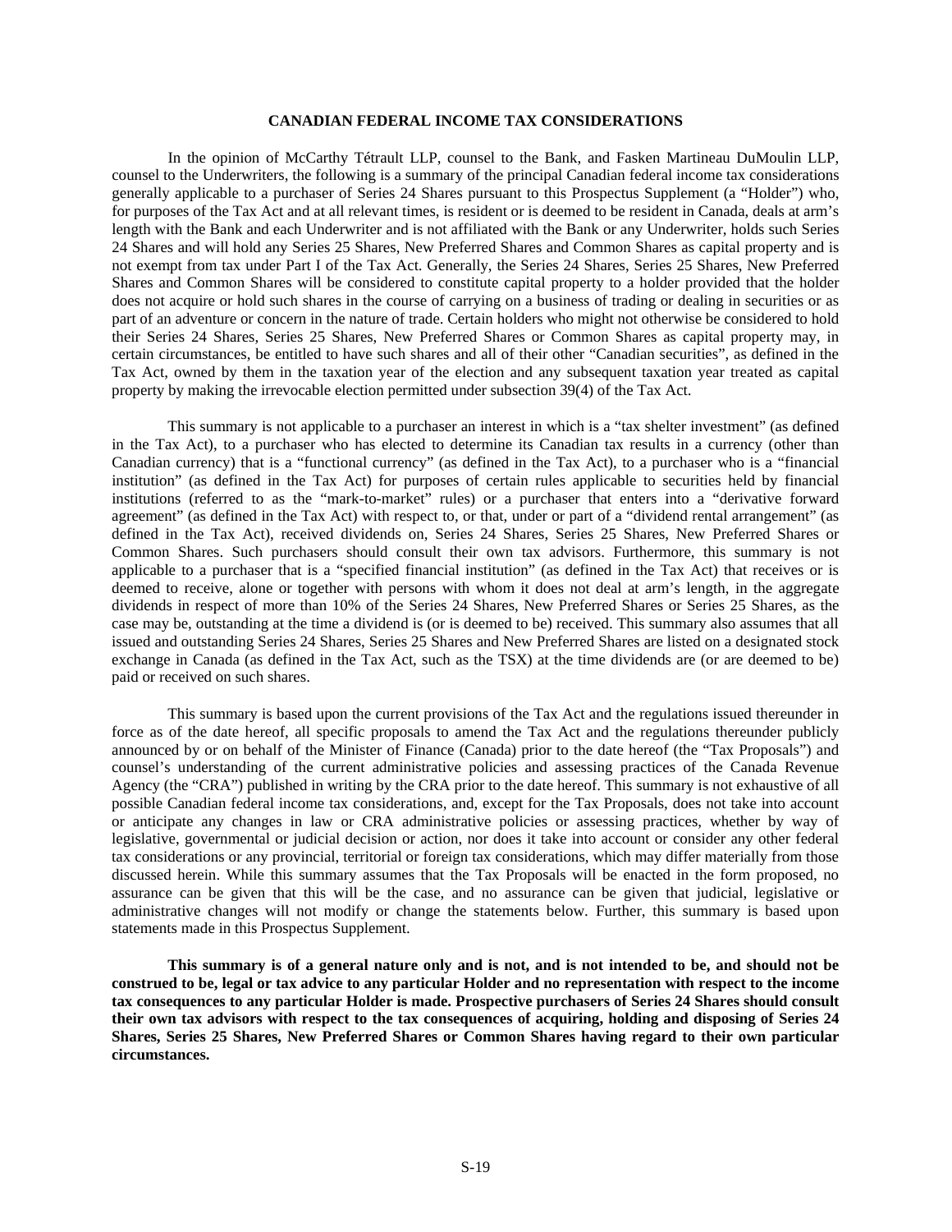## CANADIAN FEDERAL INCOME TAX CONSIDERATIONS

In the opinion of McCarthy Tétrault LLP, counsel to the Bank, and Fasken Martineau DuMoulin LLP, counsel to the Underwriters, the following is a summary of the principal Canadian federal income tax considerations generally applicable to a purchaser of Series 24 Shares pursuant to this Prospectus Supplement (a "Holder") who, for purposes of the Tax Act and at all relevant times, is resident or is deemed to be resident in Canada, deals at arm's length with the Bank and each Underwriter and is not affiliated with the Bank or any Underwriter, holds such Series 24 Shares and will hold any Series 25 Shares, New Preferred Shares and Common Shares as capital property and is not exempt from tax under Part I of the Tax Act. Generally, the Series 24 Shares, Series 25 Shares, New Preferred Shares and Common Shares will be considered to constitute capital property to a holder provided that the holder does not acquire or hold such shares in the course of carrying on a business of trading or dealing in securities or as part of an adventure or concern in the nature of trade. Certain holders who might not otherwise be considered to hold their Series 24 Shares, Series 25 Shares, New Preferred Shares or Common Shares as capital property may, in certain circumstances, be entitled to have such shares and all of their other "Canadian securities", as defined in the Tax Act, owned by them in the taxation year of the election and any subsequent taxation year treated as capital property by making the irrevocable election permitted under subsection 39(4) of the Tax Act.

This summary is not applicable to a purchaser an interest in which is a "tax shelter investment" (as defined in the Tax Act), to a purchaser who has elected to determine its Canadian tax results in a currency (other than Canadian currency) that is a "functional currency" (as defined in the Tax Act), to a purchaser who is a "financial institution" (as defined in the Tax Act) for purposes of certain rules applicable to securities held by financial institutions (referred to as the "mark-to-market" rules) or a purchaser that enters into a "derivative forward agreement" (as defined in the Tax Act) with respect to, or that, under or part of a "dividend rental arrangement" (as defined in the Tax Act), received dividends on, Series 24 Shares, Series 25 Shares, New Preferred Shares or Common Shares. Such purchasers should consult their own tax advisors. Furthermore, this summary is not applicable to a purchaser that is a "specified financial institution" (as defined in the Tax Act) that receives or is deemed to receive, alone or together with persons with whom it does not deal at arm's length, in the aggregate dividends in respect of more than 10% of the Series 24 Shares, New Preferred Shares or Series 25 Shares, as the case may be, outstanding at the time a dividend is (or is deemed to be) received. This summary also assumes that all issued and outstanding Series 24 Shares, Series 25 Shares and New Preferred Shares are listed on a designated stock exchange in Canada (as defined in the Tax Act, such as the TSX) at the time dividends are (or are deemed to be) paid or received on such shares.

This summary is based upon the current provisions of the Tax Act and the regulations issued thereunder in force as of the date hereof, all specific proposals to amend the Tax Act and the regulations thereunder publicly announced by or on behalf of the Minister of Finance (Canada) prior to the date hereof (the "Tax Proposals") and counsel's understanding of the current administrative policies and assessing practices of the Canada Revenue Agency (the "CRA") published in writing by the CRA prior to the date hereof. This summary is not exhaustive of all possible Canadian federal income tax considerations, and, except for the Tax Proposals, does not take into account or anticipate any changes in law or CRA administrative policies or assessing practices, whether by way of legislative, governmental or judicial decision or action, nor does it take into account or consider any other federal tax considerations or any provincial, territorial or foreign tax considerations, which may differ materially from those discussed herein. While this summary assumes that the Tax Proposals will be enacted in the form proposed, no assurance can be given that this will be the case, and no assurance can be given that judicial, legislative or administrative changes will not modify or change the statements below. Further, this summary is based upon statements made in this Prospectus Supplement.

**This summary is of a general nature only and is not, and is not intended to be, and should not be construed to be, legal or tax advice to any particular Holder and no representation with respect to the income tax consequences to any particular Holder is made. Prospective purchasers of Series 24 Shares should consult their own tax advisors with respect to the tax consequences of acquiring, holding and disposing of Series 24 Shares, Series 25 Shares, New Preferred Shares or Common Shares having regard to their own particular circumstances.**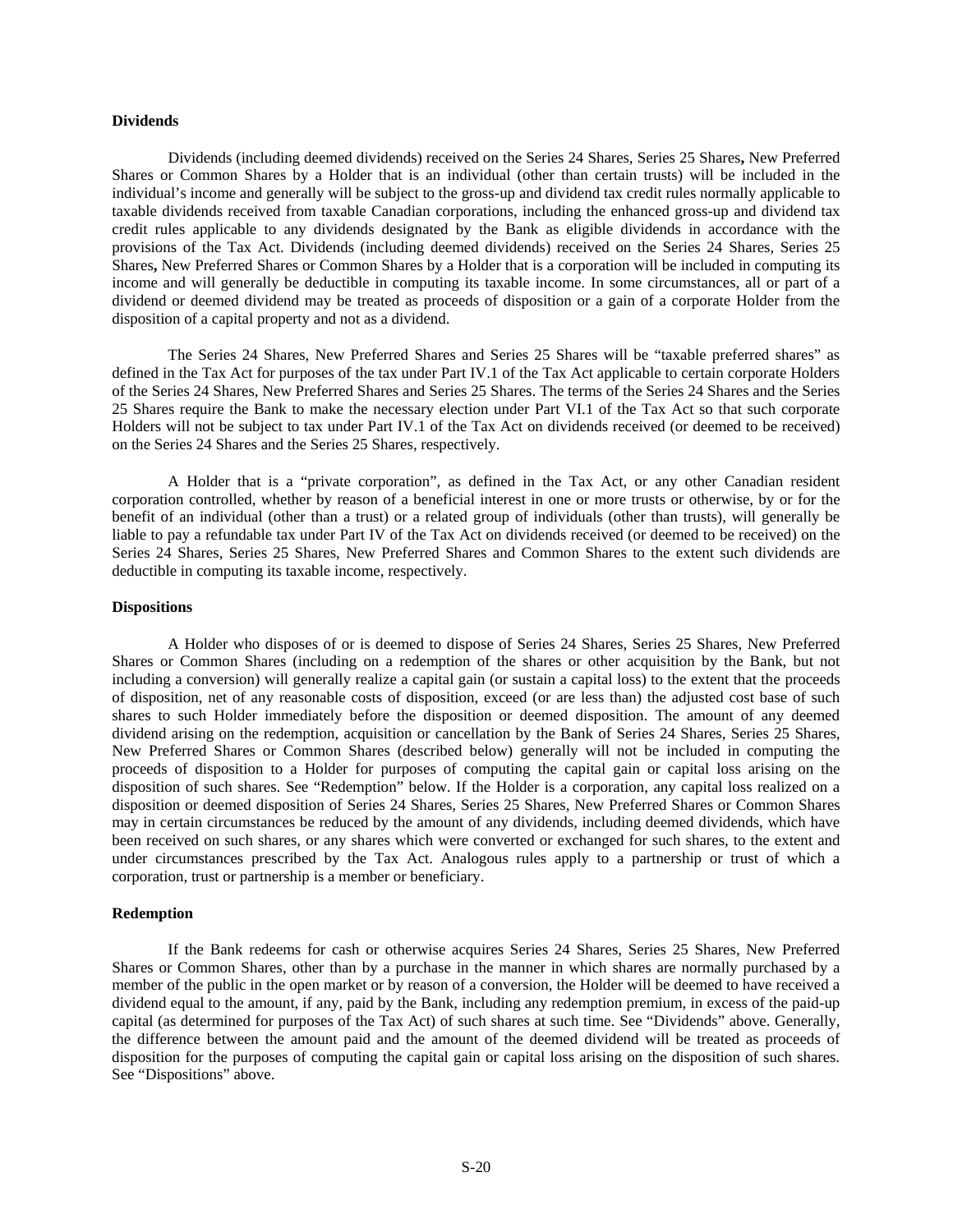**Dividends**

Dividends (including deemed dividends) received on the Series 24 Shares, Series 25 Shares**,** New Preferred Shares or Common Shares by a Holder that is an individual (other than certain trusts) will be included in the individual's income and generally will be subject to the gross-up and dividend tax credit rules normally applicable to taxable dividends received from taxable Canadian corporations, including the enhanced gross-up and dividend tax credit rules applicable to any dividends designated by the Bank as eligible dividends in accordance with the provisions of the Tax Act. Dividends (including deemed dividends) received on the Series 24 Shares, Series 25 Shares**,** New Preferred Shares or Common Shares by a Holder that is a corporation will be included in computing its income and will generally be deductible in computing its taxable income. In some circumstances, all or part of a dividend or deemed dividend may be treated as proceeds of disposition or a gain of a corporate Holder from the disposition of a capital property and not as a dividend.

The Series 24 Shares, New Preferred Shares and Series 25 Shares will be "taxable preferred shares" as defined in the Tax Act for purposes of the tax under Part IV.1 of the Tax Act applicable to certain corporate Holders of the Series 24 Shares, New Preferred Shares and Series 25 Shares. The terms of the Series 24 Shares and the Series 25 Shares require the Bank to make the necessary election under Part VI.1 of the Tax Act so that such corporate Holders will not be subject to tax under Part IV.1 of the Tax Act on dividends received (or deemed to be received) on the Series 24 Shares and the Series 25 Shares, respectively.

A Holder that is a "private corporation", as defined in the Tax Act, or any other Canadian resident corporation controlled, whether by reason of a beneficial interest in one or more trusts or otherwise, by or for the benefit of an individual (other than a trust) or a related group of individuals (other than trusts), will generally be liable to pay a refundable tax under Part IV of the Tax Act on dividends received (or deemed to be received) on the Series 24 Shares, Series 25 Shares, New Preferred Shares and Common Shares to the extent such dividends are deductible in computing its taxable income, respectively.

**Dispositions**

A Holder who disposes of or is deemed to dispose of Series 24 Shares, Series 25 Shares, New Preferred Shares or Common Shares (including on a redemption of the shares or other acquisition by the Bank, but not including a conversion) will generally realize a capital gain (or sustain a capital loss) to the extent that the proceeds of disposition, net of any reasonable costs of disposition, exceed (or are less than) the adjusted cost base of such shares to such Holder immediately before the disposition or deemed disposition. The amount of any deemed dividend arising on the redemption, acquisition or cancellation by the Bank of Series 24 Shares, Series 25 Shares, New Preferred Shares or Common Shares (described below) generally will not be included in computing the proceeds of disposition to a Holder for purposes of computing the capital gain or capital loss arising on the disposition of such shares. See "Redemption" below. If the Holder is a corporation, any capital loss realized on a disposition or deemed disposition of Series 24 Shares, Series 25 Shares, New Preferred Shares or Common Shares may in certain circumstances be reduced by the amount of any dividends, including deemed dividends, which have been received on such shares, or any shares which were converted or exchanged for such shares, to the extent and under circumstances prescribed by the Tax Act. Analogous rules apply to a partnership or trust of which a corporation, trust or partnership is a member or beneficiary.

**Redemption**

If the Bank redeems for cash or otherwise acquires Series 24 Shares, Series 25 Shares, New Preferred Shares or Common Shares, other than by a purchase in the manner in which shares are normally purchased by a member of the public in the open market or by reason of a conversion, the Holder will be deemed to have received a dividend equal to the amount, if any, paid by the Bank, including any redemption premium, in excess of the paid-up capital (as determined for purposes of the Tax Act) of such shares at such time. See "Dividends" above. Generally, the difference between the amount paid and the amount of the deemed dividend will be treated as proceeds of disposition for the purposes of computing the capital gain or capital loss arising on the disposition of such shares. See "Dispositions" above.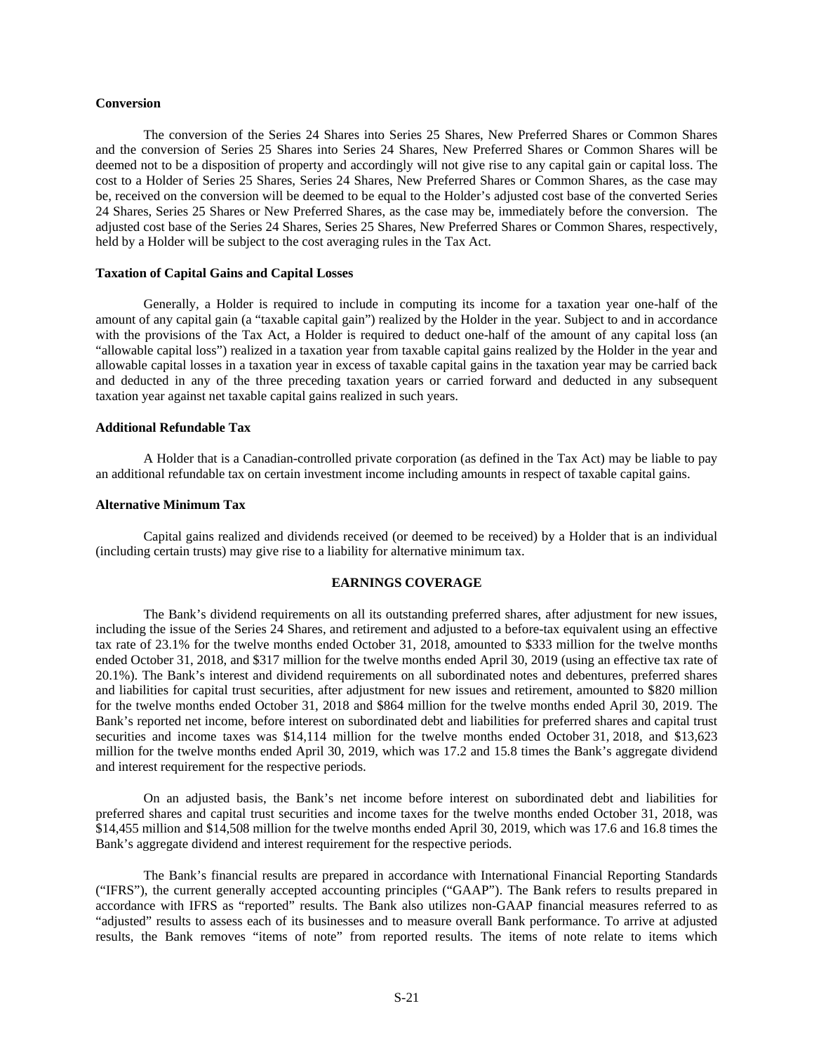**Conversion**

The conversion of the Series 24 Shares into Series 25 Shares, New Preferred Shares or Common Shares and the conversion of Series 25 Shares into Series 24 Shares, New Preferred Shares or Common Shares will be deemed not to be a disposition of property and accordingly will not give rise to any capital gain or capital loss. The cost to a Holder of Series 25 Shares, Series 24 Shares, New Preferred Shares or Common Shares, as the case may be, received on the conversion will be deemed to be equal to the Holder's adjusted cost base of the converted Series 24 Shares, Series 25 Shares or New Preferred Shares, as the case may be, immediately before the conversion. The adjusted cost base of the Series 24 Shares, Series 25 Shares, New Preferred Shares or Common Shares, respectively, held by a Holder will be subject to the cost averaging rules in the Tax Act.

**Taxation of Capital Gains and Capital Losses**

Generally, a Holder is required to include in computing its income for a taxation year one-half of the amount of any capital gain (a "taxable capital gain") realized by the Holder in the year. Subject to and in accordance with the provisions of the Tax Act, a Holder is required to deduct one-half of the amount of any capital loss (an "allowable capital loss") realized in a taxation year from taxable capital gains realized by the Holder in the year and allowable capital losses in a taxation year in excess of taxable capital gains in the taxation year may be carried back and deducted in any of the three preceding taxation years or carried forward and deducted in any subsequent taxation year against net taxable capital gains realized in such years.

**Additional Refundable Tax**

A Holder that is a Canadian-controlled private corporation (as defined in the Tax Act) may be liable to pay an additional refundable tax on certain investment income including amounts in respect of taxable capital gains.

**Alternative Minimum Tax**

Capital gains realized and dividends received (or deemed to be received) by a Holder that is an individual (including certain trusts) may give rise to a liability for alternative minimum tax.

## EARNINGS COVERAGE

The Bank's dividend requirements on all its outstanding preferred shares, after adjustment for new issues, including the issue of the Series 24 Shares, and retirement and adjusted to a before-tax equivalent using an effective tax rate of 23.1% for the twelve months ended October 31, 2018, amounted to $333 million for the twelve months ended October 31, 2018, and $317 million for the twelve months ended April 30, 2019 (using an effective tax rate of 20.1%). The Bank's interest and dividend requirements on all subordinated notes and debentures, preferred shares and liabilities for capital trust securities, after adjustment for new issues and retirement, amounted to $820 million for the twelve months ended October 31, 2018 and $864 million for the twelve months ended April 30, 2019. The Bank's reported net income, before interest on subordinated debt and liabilities for preferred shares and capital trust securities and income taxes was $14,114 million for the twelve months ended October 31, 2018, and $13,623 million for the twelve months ended April 30, 2019, which was 17.2 and 15.8 times the Bank's aggregate dividend and interest requirement for the respective periods.

On an adjusted basis, the Bank's net income before interest on subordinated debt and liabilities for preferred shares and capital trust securities and income taxes for the twelve months ended October 31, 2018, was $14,455 million and $14,508 million for the twelve months ended April 30, 2019, which was 17.6 and 16.8 times the Bank's aggregate dividend and interest requirement for the respective periods.

The Bank's financial results are prepared in accordance with International Financial Reporting Standards ("IFRS"), the current generally accepted accounting principles ("GAAP"). The Bank refers to results prepared in accordance with IFRS as "reported" results. The Bank also utilizes non-GAAP financial measures referred to as "adjusted" results to assess each of its businesses and to measure overall Bank performance. To arrive at adjusted results, the Bank removes "items of note" from reported results. The items of note relate to items which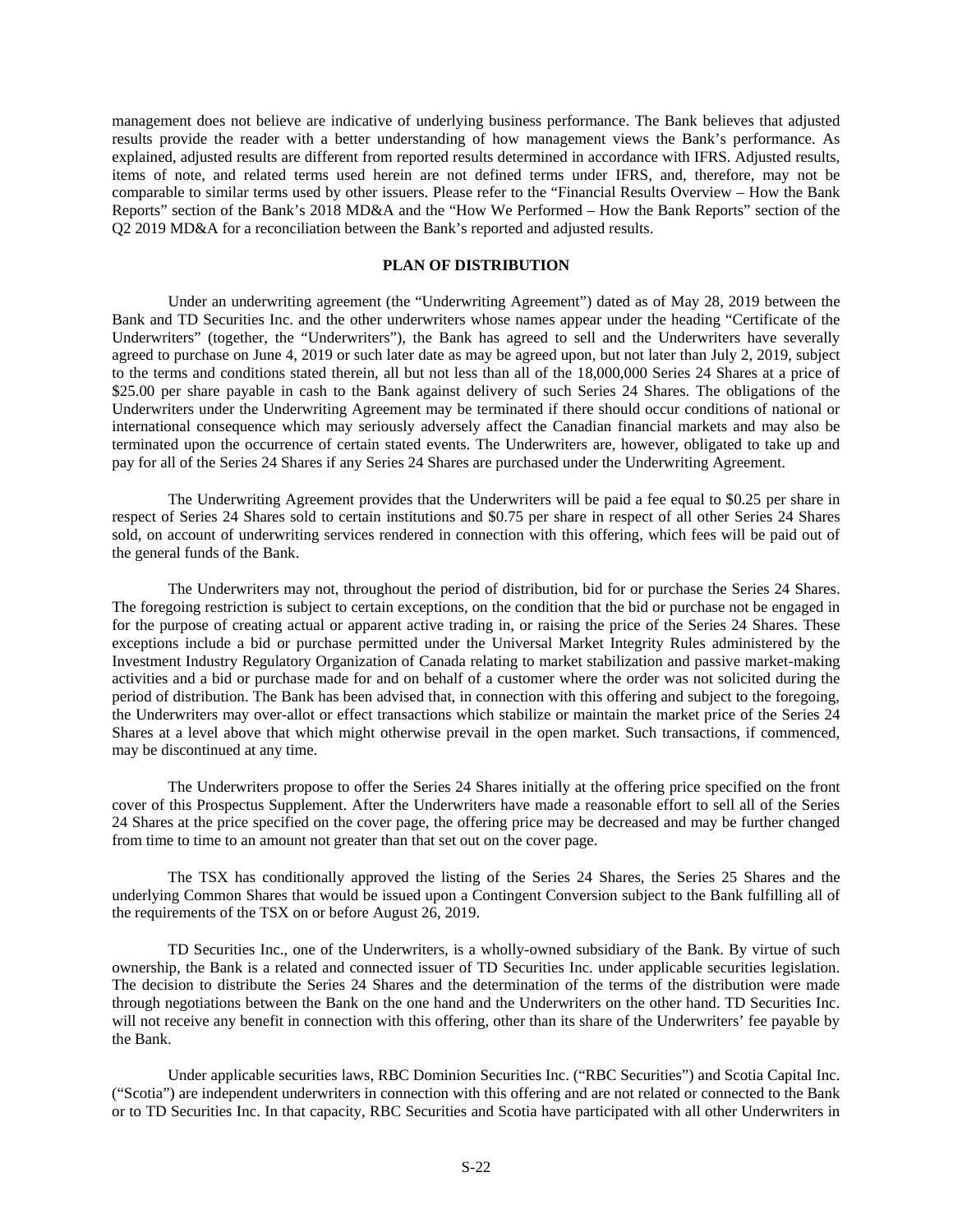management does not believe are indicative of underlying business performance. The Bank believes that adjusted results provide the reader with a better understanding of how management views the Bank's performance. As explained, adjusted results are different from reported results determined in accordance with IFRS. Adjusted results, items of note, and related terms used herein are not defined terms under IFRS, and, therefore, may not be comparable to similar terms used by other issuers. Please refer to the "Financial Results Overview – How the Bank Reports" section of the Bank's 2018 MD&A and the "How We Performed – How the Bank Reports" section of the Q2 2019 MD&A for a reconciliation between the Bank's reported and adjusted results.

## PLAN OF DISTRIBUTION

Under an underwriting agreement (the "Underwriting Agreement") dated as of May 28, 2019 between the Bank and TD Securities Inc. and the other underwriters whose names appear under the heading "Certificate of the Underwriters" (together, the "Underwriters"), the Bank has agreed to sell and the Underwriters have severally agreed to purchase on June 4, 2019 or such later date as may be agreed upon, but not later than July 2, 2019, subject to the terms and conditions stated therein, all but not less than all of the 18,000,000 Series 24 Shares at a price of $25.00 per share payable in cash to the Bank against delivery of such Series 24 Shares. The obligations of the Underwriters under the Underwriting Agreement may be terminated if there should occur conditions of national or international consequence which may seriously adversely affect the Canadian financial markets and may also be terminated upon the occurrence of certain stated events. The Underwriters are, however, obligated to take up and pay for all of the Series 24 Shares if any Series 24 Shares are purchased under the Underwriting Agreement.

The Underwriting Agreement provides that the Underwriters will be paid a fee equal to $0.25 per share in respect of Series 24 Shares sold to certain institutions and $0.75 per share in respect of all other Series 24 Shares sold, on account of underwriting services rendered in connection with this offering, which fees will be paid out of the general funds of the Bank.

The Underwriters may not, throughout the period of distribution, bid for or purchase the Series 24 Shares. The foregoing restriction is subject to certain exceptions, on the condition that the bid or purchase not be engaged in for the purpose of creating actual or apparent active trading in, or raising the price of the Series 24 Shares. These exceptions include a bid or purchase permitted under the Universal Market Integrity Rules administered by the Investment Industry Regulatory Organization of Canada relating to market stabilization and passive market-making activities and a bid or purchase made for and on behalf of a customer where the order was not solicited during the period of distribution. The Bank has been advised that, in connection with this offering and subject to the foregoing, the Underwriters may over-allot or effect transactions which stabilize or maintain the market price of the Series 24 Shares at a level above that which might otherwise prevail in the open market. Such transactions, if commenced, may be discontinued at any time.

The Underwriters propose to offer the Series 24 Shares initially at the offering price specified on the front cover of this Prospectus Supplement. After the Underwriters have made a reasonable effort to sell all of the Series 24 Shares at the price specified on the cover page, the offering price may be decreased and may be further changed from time to time to an amount not greater than that set out on the cover page.

The TSX has conditionally approved the listing of the Series 24 Shares, the Series 25 Shares and the underlying Common Shares that would be issued upon a Contingent Conversion subject to the Bank fulfilling all of the requirements of the TSX on or before August 26, 2019.

TD Securities Inc., one of the Underwriters, is a wholly-owned subsidiary of the Bank. By virtue of such ownership, the Bank is a related and connected issuer of TD Securities Inc. under applicable securities legislation. The decision to distribute the Series 24 Shares and the determination of the terms of the distribution were made through negotiations between the Bank on the one hand and the Underwriters on the other hand. TD Securities Inc. will not receive any benefit in connection with this offering, other than its share of the Underwriters' fee payable by the Bank.

Under applicable securities laws, RBC Dominion Securities Inc. ("RBC Securities") and Scotia Capital Inc. ("Scotia") are independent underwriters in connection with this offering and are not related or connected to the Bank or to TD Securities Inc. In that capacity, RBC Securities and Scotia have participated with all other Underwriters in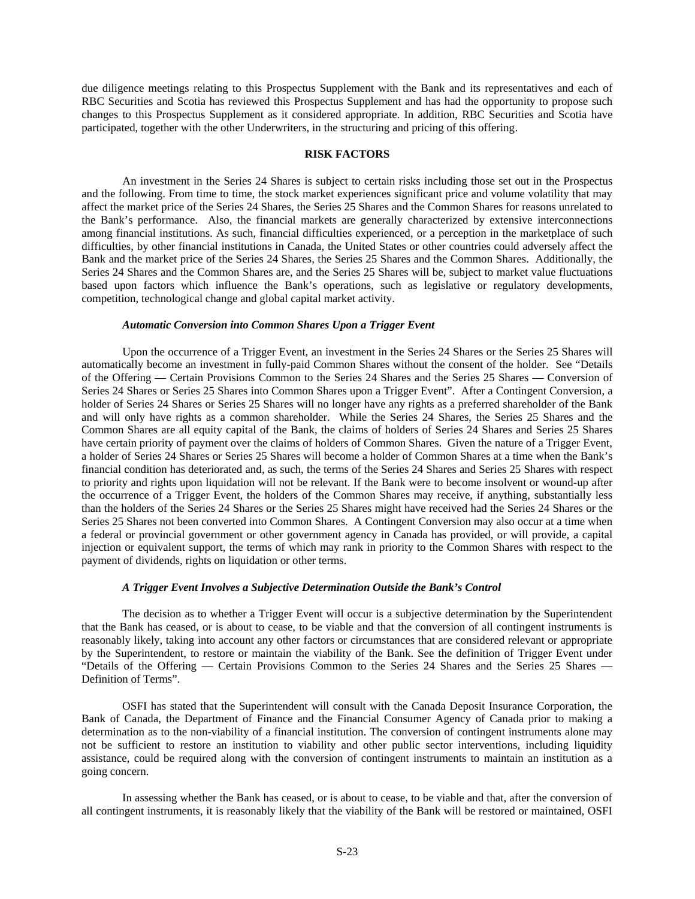due diligence meetings relating to this Prospectus Supplement with the Bank and its representatives and each of RBC Securities and Scotia has reviewed this Prospectus Supplement and has had the opportunity to propose such changes to this Prospectus Supplement as it considered appropriate. In addition, RBC Securities and Scotia have participated, together with the other Underwriters, in the structuring and pricing of this offering.

## RISK FACTORS

An investment in the Series 24 Shares is subject to certain risks including those set out in the Prospectus and the following. From time to time, the stock market experiences significant price and volume volatility that may affect the market price of the Series 24 Shares, the Series 25 Shares and the Common Shares for reasons unrelated to the Bank's performance. Also, the financial markets are generally characterized by extensive interconnections among financial institutions. As such, financial difficulties experienced, or a perception in the marketplace of such difficulties, by other financial institutions in Canada, the United States or other countries could adversely affect the Bank and the market price of the Series 24 Shares, the Series 25 Shares and the Common Shares. Additionally, the Series 24 Shares and the Common Shares are, and the Series 25 Shares will be, subject to market value fluctuations based upon factors which influence the Bank's operations, such as legislative or regulatory developments, competition, technological change and global capital market activity.

### *Automatic Conversion into Common Shares Upon a Trigger Event*

Upon the occurrence of a Trigger Event, an investment in the Series 24 Shares or the Series 25 Shares will automatically become an investment in fully-paid Common Shares without the consent of the holder. See "Details of the Offering — Certain Provisions Common to the Series 24 Shares and the Series 25 Shares — Conversion of Series 24 Shares or Series 25 Shares into Common Shares upon a Trigger Event". After a Contingent Conversion, a holder of Series 24 Shares or Series 25 Shares will no longer have any rights as a preferred shareholder of the Bank and will only have rights as a common shareholder. While the Series 24 Shares, the Series 25 Shares and the Common Shares are all equity capital of the Bank, the claims of holders of Series 24 Shares and Series 25 Shares have certain priority of payment over the claims of holders of Common Shares. Given the nature of a Trigger Event, a holder of Series 24 Shares or Series 25 Shares will become a holder of Common Shares at a time when the Bank's financial condition has deteriorated and, as such, the terms of the Series 24 Shares and Series 25 Shares with respect to priority and rights upon liquidation will not be relevant. If the Bank were to become insolvent or wound-up after the occurrence of a Trigger Event, the holders of the Common Shares may receive, if anything, substantially less than the holders of the Series 24 Shares or the Series 25 Shares might have received had the Series 24 Shares or the Series 25 Shares not been converted into Common Shares. A Contingent Conversion may also occur at a time when a federal or provincial government or other government agency in Canada has provided, or will provide, a capital injection or equivalent support, the terms of which may rank in priority to the Common Shares with respect to the payment of dividends, rights on liquidation or other terms.

### *A Trigger Event Involves a Subjective Determination Outside the Bank's Control*

The decision as to whether a Trigger Event will occur is a subjective determination by the Superintendent that the Bank has ceased, or is about to cease, to be viable and that the conversion of all contingent instruments is reasonably likely, taking into account any other factors or circumstances that are considered relevant or appropriate by the Superintendent, to restore or maintain the viability of the Bank. See the definition of Trigger Event under "Details of the Offering — Certain Provisions Common to the Series 24 Shares and the Series 25 Shares — Definition of Terms".

OSFI has stated that the Superintendent will consult with the Canada Deposit Insurance Corporation, the Bank of Canada, the Department of Finance and the Financial Consumer Agency of Canada prior to making a determination as to the non-viability of a financial institution. The conversion of contingent instruments alone may not be sufficient to restore an institution to viability and other public sector interventions, including liquidity assistance, could be required along with the conversion of contingent instruments to maintain an institution as a going concern.

In assessing whether the Bank has ceased, or is about to cease, to be viable and that, after the conversion of all contingent instruments, it is reasonably likely that the viability of the Bank will be restored or maintained, OSFI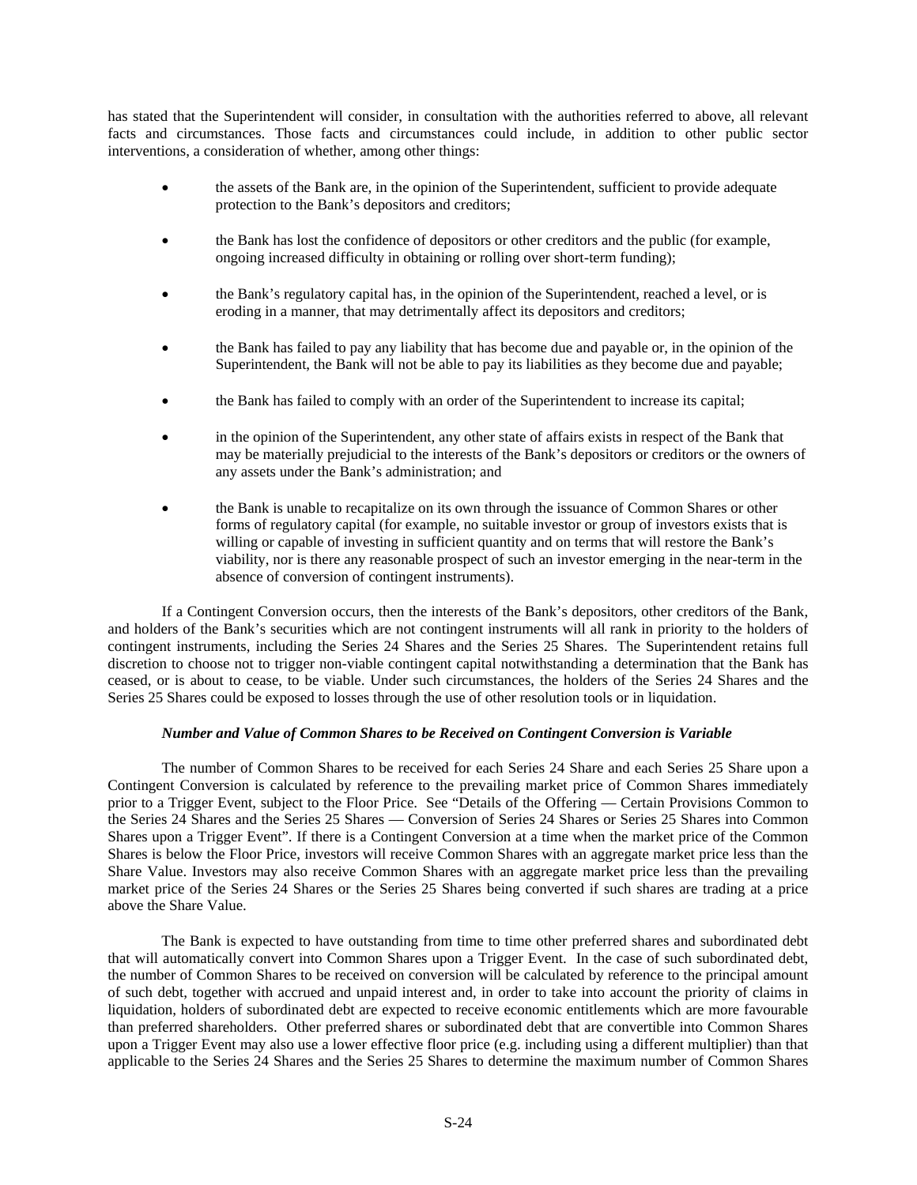has stated that the Superintendent will consider, in consultation with the authorities referred to above, all relevant facts and circumstances. Those facts and circumstances could include, in addition to other public sector interventions, a consideration of whether, among other things:

- the assets of the Bank are, in the opinion of the Superintendent, sufficient to provide adequate protection to the Bank's depositors and creditors;
- the Bank has lost the confidence of depositors or other creditors and the public (for example, ongoing increased difficulty in obtaining or rolling over short-term funding);
- the Bank's regulatory capital has, in the opinion of the Superintendent, reached a level, or is eroding in a manner, that may detrimentally affect its depositors and creditors;
- the Bank has failed to pay any liability that has become due and payable or, in the opinion of the Superintendent, the Bank will not be able to pay its liabilities as they become due and payable;
- the Bank has failed to comply with an order of the Superintendent to increase its capital;
- in the opinion of the Superintendent, any other state of affairs exists in respect of the Bank that may be materially prejudicial to the interests of the Bank's depositors or creditors or the owners of any assets under the Bank's administration; and
- the Bank is unable to recapitalize on its own through the issuance of Common Shares or other forms of regulatory capital (for example, no suitable investor or group of investors exists that is willing or capable of investing in sufficient quantity and on terms that will restore the Bank's viability, nor is there any reasonable prospect of such an investor emerging in the near-term in the absence of conversion of contingent instruments).

If a Contingent Conversion occurs, then the interests of the Bank's depositors, other creditors of the Bank, and holders of the Bank's securities which are not contingent instruments will all rank in priority to the holders of contingent instruments, including the Series 24 Shares and the Series 25 Shares. The Superintendent retains full discretion to choose not to trigger non-viable contingent capital notwithstanding a determination that the Bank has ceased, or is about to cease, to be viable. Under such circumstances, the holders of the Series 24 Shares and the Series 25 Shares could be exposed to losses through the use of other resolution tools or in liquidation.

*Number and Value of Common Shares to be Received on Contingent Conversion is Variable*

The number of Common Shares to be received for each Series 24 Share and each Series 25 Share upon a Contingent Conversion is calculated by reference to the prevailing market price of Common Shares immediately prior to a Trigger Event, subject to the Floor Price. See "Details of the Offering — Certain Provisions Common to the Series 24 Shares and the Series 25 Shares — Conversion of Series 24 Shares or Series 25 Shares into Common Shares upon a Trigger Event". If there is a Contingent Conversion at a time when the market price of the Common Shares is below the Floor Price, investors will receive Common Shares with an aggregate market price less than the Share Value. Investors may also receive Common Shares with an aggregate market price less than the prevailing market price of the Series 24 Shares or the Series 25 Shares being converted if such shares are trading at a price above the Share Value.

The Bank is expected to have outstanding from time to time other preferred shares and subordinated debt that will automatically convert into Common Shares upon a Trigger Event. In the case of such subordinated debt, the number of Common Shares to be received on conversion will be calculated by reference to the principal amount of such debt, together with accrued and unpaid interest and, in order to take into account the priority of claims in liquidation, holders of subordinated debt are expected to receive economic entitlements which are more favourable than preferred shareholders. Other preferred shares or subordinated debt that are convertible into Common Shares upon a Trigger Event may also use a lower effective floor price (e.g. including using a different multiplier) than that applicable to the Series 24 Shares and the Series 25 Shares to determine the maximum number of Common Shares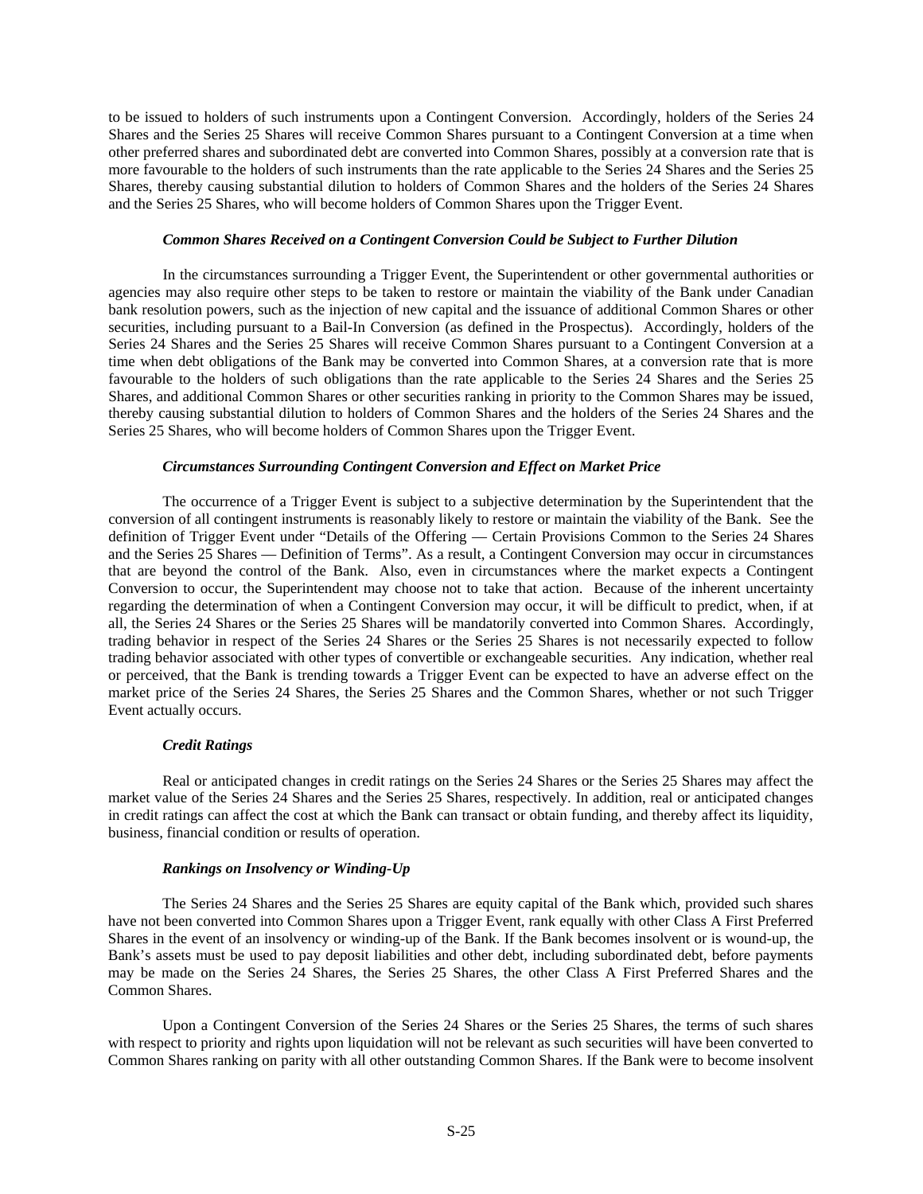to be issued to holders of such instruments upon a Contingent Conversion. Accordingly, holders of the Series 24 Shares and the Series 25 Shares will receive Common Shares pursuant to a Contingent Conversion at a time when other preferred shares and subordinated debt are converted into Common Shares, possibly at a conversion rate that is more favourable to the holders of such instruments than the rate applicable to the Series 24 Shares and the Series 25 Shares, thereby causing substantial dilution to holders of Common Shares and the holders of the Series 24 Shares and the Series 25 Shares, who will become holders of Common Shares upon the Trigger Event.

#### *Common Shares Received on a Contingent Conversion Could be Subject to Further Dilution*

In the circumstances surrounding a Trigger Event, the Superintendent or other governmental authorities or agencies may also require other steps to be taken to restore or maintain the viability of the Bank under Canadian bank resolution powers, such as the injection of new capital and the issuance of additional Common Shares or other securities, including pursuant to a Bail-In Conversion (as defined in the Prospectus). Accordingly, holders of the Series 24 Shares and the Series 25 Shares will receive Common Shares pursuant to a Contingent Conversion at a time when debt obligations of the Bank may be converted into Common Shares, at a conversion rate that is more favourable to the holders of such obligations than the rate applicable to the Series 24 Shares and the Series 25 Shares, and additional Common Shares or other securities ranking in priority to the Common Shares may be issued, thereby causing substantial dilution to holders of Common Shares and the holders of the Series 24 Shares and the Series 25 Shares, who will become holders of Common Shares upon the Trigger Event.

#### *Circumstances Surrounding Contingent Conversion and Effect on Market Price*

The occurrence of a Trigger Event is subject to a subjective determination by the Superintendent that the conversion of all contingent instruments is reasonably likely to restore or maintain the viability of the Bank. See the definition of Trigger Event under "Details of the Offering — Certain Provisions Common to the Series 24 Shares and the Series 25 Shares — Definition of Terms". As a result, a Contingent Conversion may occur in circumstances that are beyond the control of the Bank. Also, even in circumstances where the market expects a Contingent Conversion to occur, the Superintendent may choose not to take that action. Because of the inherent uncertainty regarding the determination of when a Contingent Conversion may occur, it will be difficult to predict, when, if at all, the Series 24 Shares or the Series 25 Shares will be mandatorily converted into Common Shares. Accordingly, trading behavior in respect of the Series 24 Shares or the Series 25 Shares is not necessarily expected to follow trading behavior associated with other types of convertible or exchangeable securities. Any indication, whether real or perceived, that the Bank is trending towards a Trigger Event can be expected to have an adverse effect on the market price of the Series 24 Shares, the Series 25 Shares and the Common Shares, whether or not such Trigger Event actually occurs.

#### *Credit Ratings*

Real or anticipated changes in credit ratings on the Series 24 Shares or the Series 25 Shares may affect the market value of the Series 24 Shares and the Series 25 Shares, respectively. In addition, real or anticipated changes in credit ratings can affect the cost at which the Bank can transact or obtain funding, and thereby affect its liquidity, business, financial condition or results of operation.

#### *Rankings on Insolvency or Winding-Up*

The Series 24 Shares and the Series 25 Shares are equity capital of the Bank which, provided such shares have not been converted into Common Shares upon a Trigger Event, rank equally with other Class A First Preferred Shares in the event of an insolvency or winding-up of the Bank. If the Bank becomes insolvent or is wound-up, the Bank's assets must be used to pay deposit liabilities and other debt, including subordinated debt, before payments may be made on the Series 24 Shares, the Series 25 Shares, the other Class A First Preferred Shares and the Common Shares.

Upon a Contingent Conversion of the Series 24 Shares or the Series 25 Shares, the terms of such shares with respect to priority and rights upon liquidation will not be relevant as such securities will have been converted to Common Shares ranking on parity with all other outstanding Common Shares. If the Bank were to become insolvent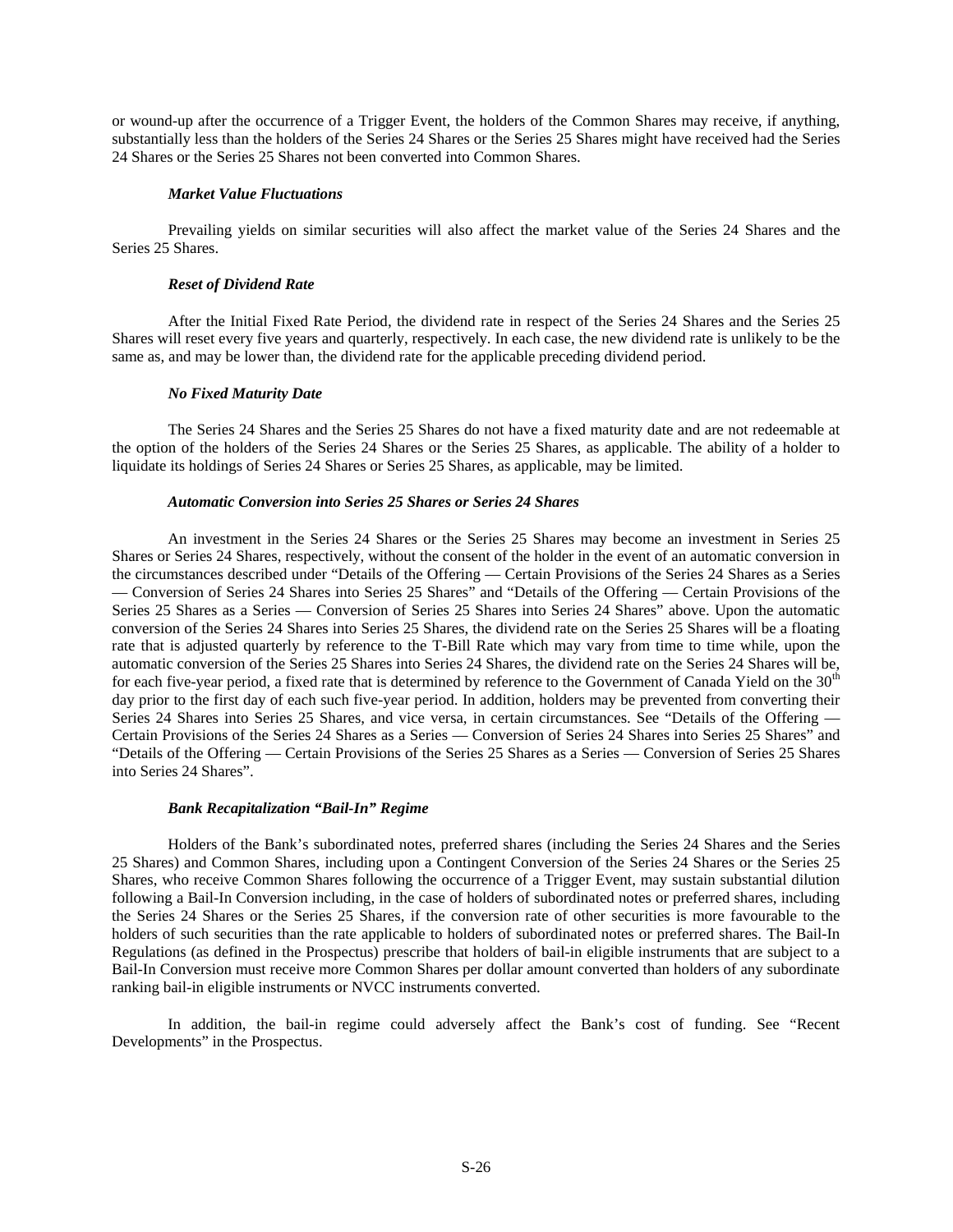or wound-up after the occurrence of a Trigger Event, the holders of the Common Shares may receive, if anything, substantially less than the holders of the Series 24 Shares or the Series 25 Shares might have received had the Series 24 Shares or the Series 25 Shares not been converted into Common Shares.

### *Market Value Fluctuations*

Prevailing yields on similar securities will also affect the market value of the Series 24 Shares and the Series 25 Shares.

### *Reset of Dividend Rate*

After the Initial Fixed Rate Period, the dividend rate in respect of the Series 24 Shares and the Series 25 Shares will reset every five years and quarterly, respectively. In each case, the new dividend rate is unlikely to be the same as, and may be lower than, the dividend rate for the applicable preceding dividend period.

### *No Fixed Maturity Date*

The Series 24 Shares and the Series 25 Shares do not have a fixed maturity date and are not redeemable at the option of the holders of the Series 24 Shares or the Series 25 Shares, as applicable. The ability of a holder to liquidate its holdings of Series 24 Shares or Series 25 Shares, as applicable, may be limited.

### *Automatic Conversion into Series 25 Shares or Series 24 Shares*

An investment in the Series 24 Shares or the Series 25 Shares may become an investment in Series 25 Shares or Series 24 Shares, respectively, without the consent of the holder in the event of an automatic conversion in the circumstances described under "Details of the Offering — Certain Provisions of the Series 24 Shares as a Series — Conversion of Series 24 Shares into Series 25 Shares" and "Details of the Offering — Certain Provisions of the Series 25 Shares as a Series — Conversion of Series 25 Shares into Series 24 Shares" above. Upon the automatic conversion of the Series 24 Shares into Series 25 Shares, the dividend rate on the Series 25 Shares will be a floating rate that is adjusted quarterly by reference to the T-Bill Rate which may vary from time to time while, upon the automatic conversion of the Series 25 Shares into Series 24 Shares, the dividend rate on the Series 24 Shares will be, for each five-year period, a fixed rate that is determined by reference to the Government of Canada Yield on the 30th day prior to the first day of each such five-year period. In addition, holders may be prevented from converting their Series 24 Shares into Series 25 Shares, and vice versa, in certain circumstances. See "Details of the Offering — Certain Provisions of the Series 24 Shares as a Series — Conversion of Series 24 Shares into Series 25 Shares" and "Details of the Offering — Certain Provisions of the Series 25 Shares as a Series — Conversion of Series 25 Shares into Series 24 Shares".

### *Bank Recapitalization "Bail-In" Regime*

Holders of the Bank's subordinated notes, preferred shares (including the Series 24 Shares and the Series 25 Shares) and Common Shares, including upon a Contingent Conversion of the Series 24 Shares or the Series 25 Shares, who receive Common Shares following the occurrence of a Trigger Event, may sustain substantial dilution following a Bail-In Conversion including, in the case of holders of subordinated notes or preferred shares, including the Series 24 Shares or the Series 25 Shares, if the conversion rate of other securities is more favourable to the holders of such securities than the rate applicable to holders of subordinated notes or preferred shares. The Bail-In Regulations (as defined in the Prospectus) prescribe that holders of bail-in eligible instruments that are subject to a Bail-In Conversion must receive more Common Shares per dollar amount converted than holders of any subordinate ranking bail-in eligible instruments or NVCC instruments converted.

In addition, the bail-in regime could adversely affect the Bank's cost of funding. See "Recent Developments" in the Prospectus.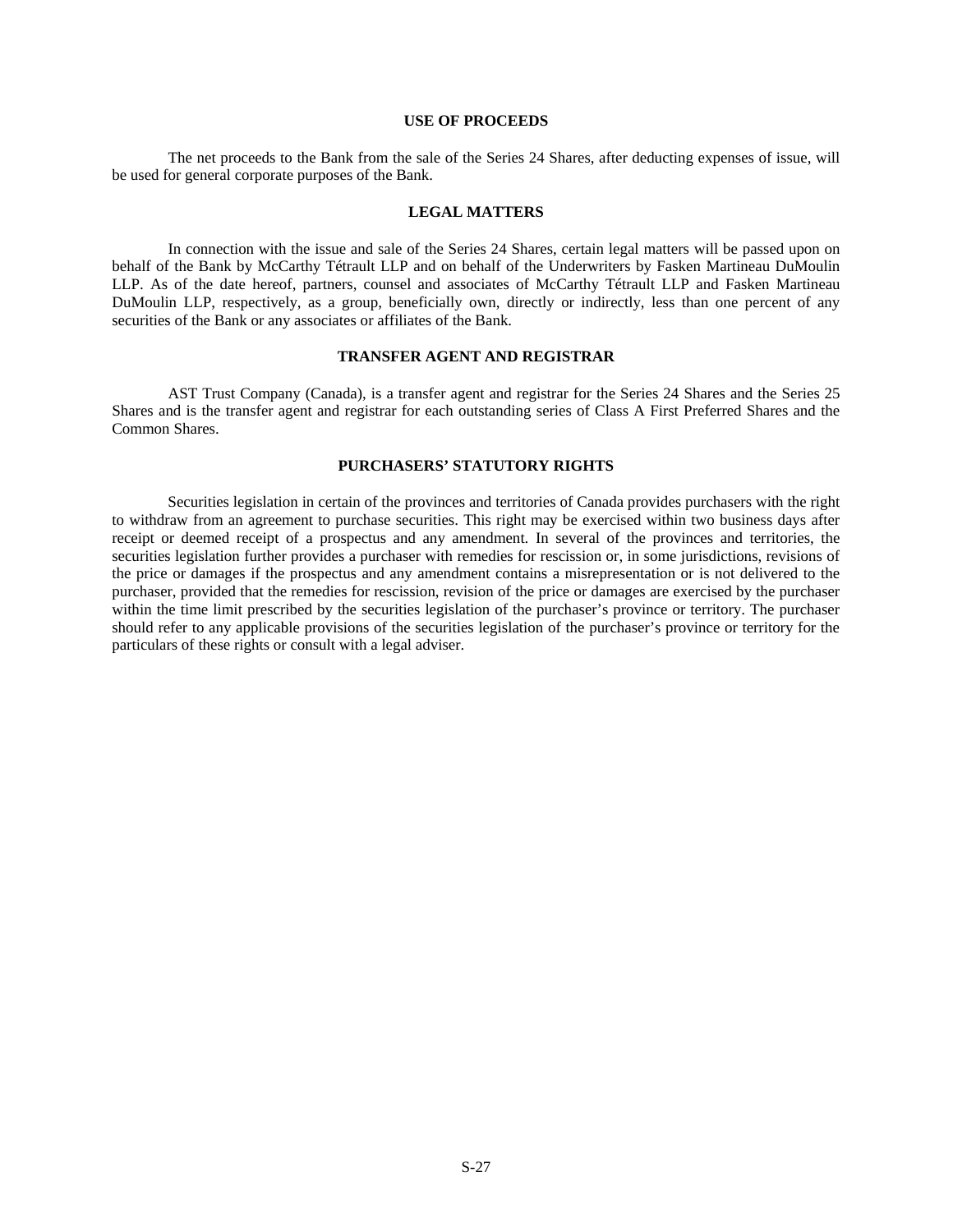## USE OF PROCEEDS

The net proceeds to the Bank from the sale of the Series 24 Shares, after deducting expenses of issue, will be used for general corporate purposes of the Bank.

## LEGAL MATTERS

In connection with the issue and sale of the Series 24 Shares, certain legal matters will be passed upon on behalf of the Bank by McCarthy Tétrault LLP and on behalf of the Underwriters by Fasken Martineau DuMoulin LLP. As of the date hereof, partners, counsel and associates of McCarthy Tétrault LLP and Fasken Martineau DuMoulin LLP, respectively, as a group, beneficially own, directly or indirectly, less than one percent of any securities of the Bank or any associates or affiliates of the Bank.

## TRANSFER AGENT AND REGISTRAR

AST Trust Company (Canada), is a transfer agent and registrar for the Series 24 Shares and the Series 25 Shares and is the transfer agent and registrar for each outstanding series of Class A First Preferred Shares and the Common Shares.

## PURCHASERS' STATUTORY RIGHTS

Securities legislation in certain of the provinces and territories of Canada provides purchasers with the right to withdraw from an agreement to purchase securities. This right may be exercised within two business days after receipt or deemed receipt of a prospectus and any amendment. In several of the provinces and territories, the securities legislation further provides a purchaser with remedies for rescission or, in some jurisdictions, revisions of the price or damages if the prospectus and any amendment contains a misrepresentation or is not delivered to the purchaser, provided that the remedies for rescission, revision of the price or damages are exercised by the purchaser within the time limit prescribed by the securities legislation of the purchaser's province or territory. The purchaser should refer to any applicable provisions of the securities legislation of the purchaser's province or territory for the particulars of these rights or consult with a legal adviser.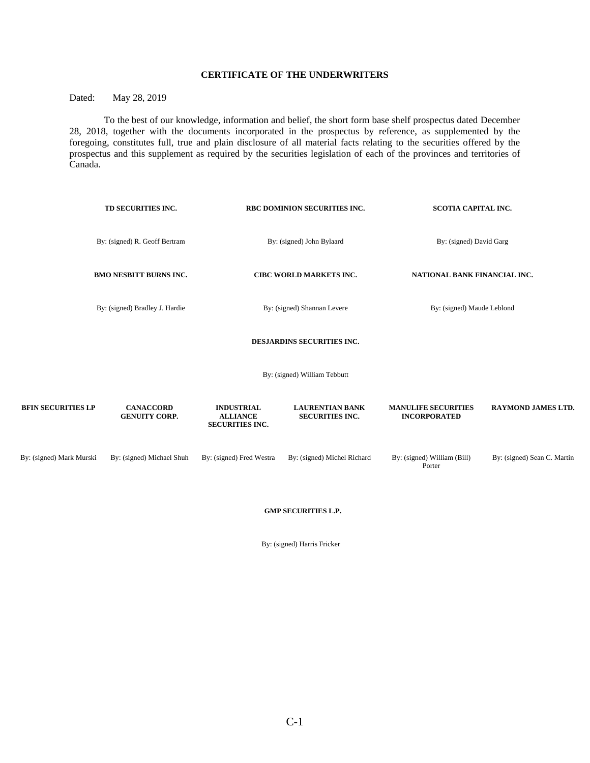## CERTIFICATE OF THE UNDERWRITERS

Dated: May 28, 2019

To the best of our knowledge, information and belief, the short form base shelf prospectus dated December 28, 2018, together with the documents incorporated in the prospectus by reference, as supplemented by the foregoing, constitutes full, true and plain disclosure of all material facts relating to the securities offered by the prospectus and this supplement as required by the securities legislation of each of the provinces and territories of Canada.

| | | |
|---|---|---|
| **TD SECURITIES INC.** | **RBC DOMINION SECURITIES INC.** | **SCOTIA CAPITAL INC.** |
| By: (signed) R. Geoff Bertram | By: (signed) John Bylaard | By: (signed) David Garg |
| **BMO NESBITT BURNS INC.** | **CIBC WORLD MARKETS INC.** | **NATIONAL BANK FINANCIAL INC.** |
| By: (signed) Bradley J. Hardie | By: (signed) Shannan Levere | By: (signed) Maude Leblond |

**DESJARDINS SECURITIES INC.**

By: (signed) William Tebbutt

| | | | | | |
|---|---|---|---|---|---|
| **BFIN SECURITIES LP** | **CANACCORD GENUITY CORP.** | **INDUSTRIAL ALLIANCE SECURITIES INC.** | **LAURENTIAN BANK SECURITIES INC.** | **MANULIFE SECURITIES INCORPORATED** | **RAYMOND JAMES LTD.** |
| By: (signed) Mark Murski | By: (signed) Michael Shuh | By: (signed) Fred Westra | By: (signed) Michel Richard | By: (signed) William (Bill) Porter | By: (signed) Sean C. Martin |

**GMP SECURITIES L.P.**

By: (signed) Harris Fricker